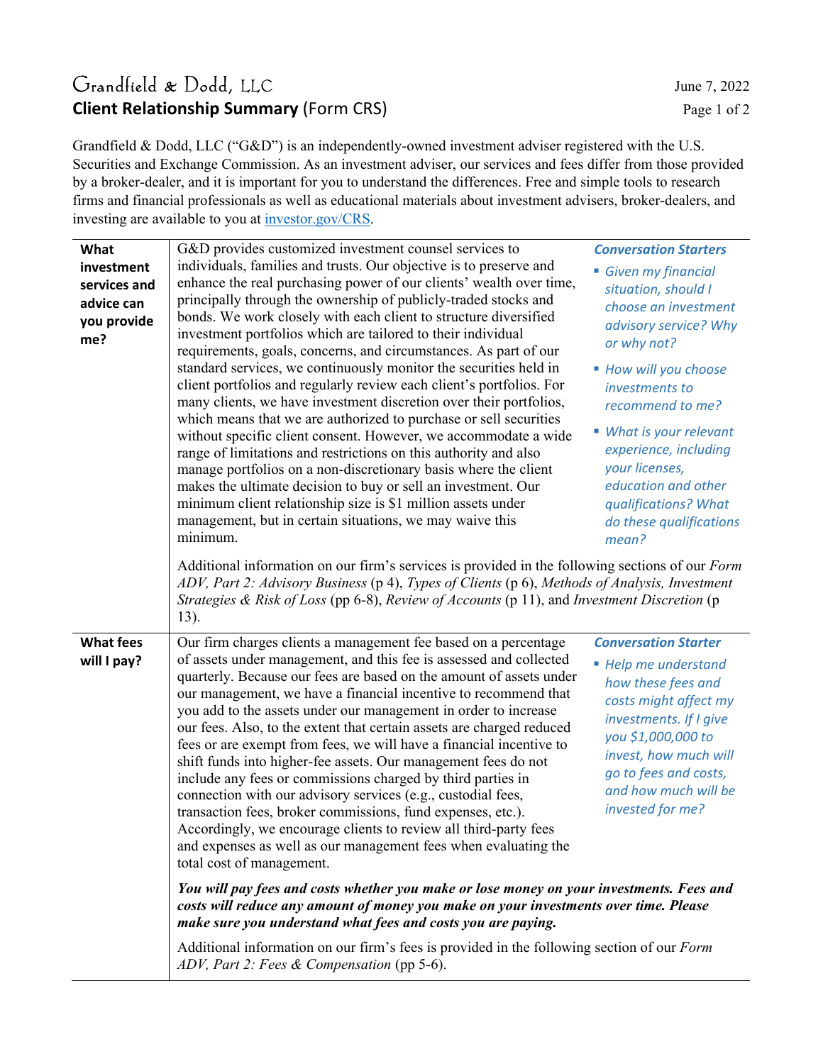# Grandfield & Dodd, LLC

## Client Relationship Summary (Form CRS)

June 7, 2022

Grandfield & Dodd, LLC ("G&D") is an independently-owned investment adviser registered with the U.S. Securities and Exchange Commission. As an investment adviser, our services and fees differ from those provided by a broker-dealer, and it is important for you to understand the differences. Free and simple tools to research firms and financial professionals as well as educational materials about investment advisers, broker-dealers, and investing are available to you at [investor.gov/CRS](https://investor.gov/CRS).

### What investment services and advice can you provide me?

G&D provides customized investment counsel services to individuals, families and trusts. Our objective is to preserve and enhance the real purchasing power of our clients' wealth over time, principally through the ownership of publicly-traded stocks and bonds. We work closely with each client to structure diversified investment portfolios which are tailored to their individual requirements, goals, concerns, and circumstances. As part of our standard services, we continuously monitor the securities held in client portfolios and regularly review each client's portfolios. For many clients, we have investment discretion over their portfolios, which means that we are authorized to purchase or sell securities without specific client consent. However, we accommodate a wide range of limitations and restrictions on this authority and also manage portfolios on a non-discretionary basis where the client makes the ultimate decision to buy or sell an investment. Our minimum client relationship size is $1 million assets under management, but in certain situations, we may waive this minimum.

***Conversation Starters***

- *Given my financial situation, should I choose an investment advisory service? Why or why not?*
- *How will you choose investments to recommend to me?*
- *What is your relevant experience, including your licenses, education and other qualifications? What do these qualifications mean?*

Additional information on our firm's services is provided in the following sections of our *Form ADV, Part 2: Advisory Business* (p 4), *Types of Clients* (p 6), *Methods of Analysis, Investment Strategies & Risk of Loss* (pp 6-8), *Review of Accounts* (p 11), and *Investment Discretion* (p 13).

### What fees will I pay?

Our firm charges clients a management fee based on a percentage of assets under management, and this fee is assessed and collected quarterly. Because our fees are based on the amount of assets under our management, we have a financial incentive to recommend that you add to the assets under our management in order to increase our fees. Also, to the extent that certain assets are charged reduced fees or are exempt from fees, we will have a financial incentive to shift funds into higher-fee assets. Our management fees do not include any fees or commissions charged by third parties in connection with our advisory services (e.g., custodial fees, transaction fees, broker commissions, fund expenses, etc.). Accordingly, we encourage clients to review all third-party fees and expenses as well as our management fees when evaluating the total cost of management.

***Conversation Starter***

- *Help me understand how these fees and costs might affect my investments. If I give you $1,000,000 to invest, how much will go to fees and costs, and how much will be invested for me?*

***You will pay fees and costs whether you make or lose money on your investments. Fees and costs will reduce any amount of money you make on your investments over time. Please make sure you understand what fees and costs you are paying.***

Additional information on our firm's fees is provided in the following section of our *Form ADV, Part 2: Fees & Compensation* (pp 5-6).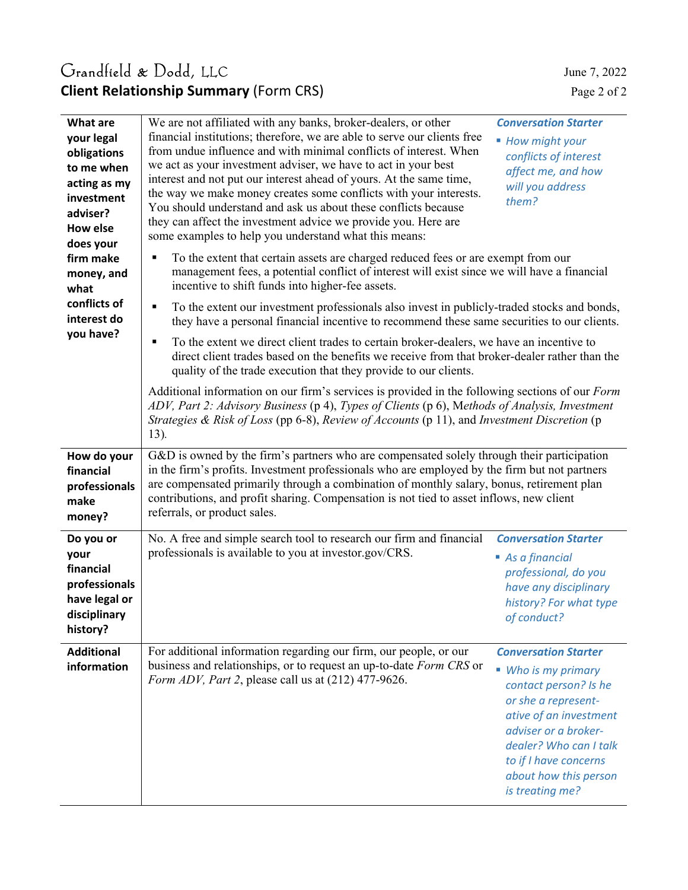# Grandfield & Dodd, LLC

## Client Relationship Summary (Form CRS)

June 7, 2022

### What are your legal obligations to me when acting as my investment adviser? How else does your firm make money, and what conflicts of interest do you have?

We are not affiliated with any banks, broker-dealers, or other financial institutions; therefore, we are able to serve our clients free from undue influence and with minimal conflicts of interest. When we act as your investment adviser, we have to act in your best interest and not put our interest ahead of yours. At the same time, the way we make money creates some conflicts with your interests. You should understand and ask us about these conflicts because they can affect the investment advice we provide you. Here are some examples to help you understand what this means:

- To the extent that certain assets are charged reduced fees or are exempt from our management fees, a potential conflict of interest will exist since we will have a financial incentive to shift funds into higher-fee assets.
- To the extent our investment professionals also invest in publicly-traded stocks and bonds, they have a personal financial incentive to recommend these same securities to our clients.
- To the extent we direct client trades to certain broker-dealers, we have an incentive to direct client trades based on the benefits we receive from that broker-dealer rather than the quality of the trade execution that they provide to our clients.

Additional information on our firm's services is provided in the following sections of our *Form ADV, Part 2: Advisory Business* (p 4), *Types of Clients* (p 6), *Methods of Analysis, Investment Strategies & Risk of Loss* (pp 6-8), *Review of Accounts* (p 11), and *Investment Discretion* (p 13).

***Conversation Starter***

- *How might your conflicts of interest affect me, and how will you address them?*

### How do your financial professionals make money?

G&D is owned by the firm's partners who are compensated solely through their participation in the firm's profits. Investment professionals who are employed by the firm but not partners are compensated primarily through a combination of monthly salary, bonus, retirement plan contributions, and profit sharing. Compensation is not tied to asset inflows, new client referrals, or product sales.

### Do you or your financial professionals have legal or disciplinary history?

No. A free and simple search tool to research our firm and financial professionals is available to you at investor.gov/CRS.

***Conversation Starter***

- *As a financial professional, do you have any disciplinary history? For what type of conduct?*

### Additional information

For additional information regarding our firm, our people, or our business and relationships, or to request an up-to-date *Form CRS* or *Form ADV, Part 2*, please call us at (212) 477-9626.

***Conversation Starter***

- *Who is my primary contact person? Is he or she a representative of an investment adviser or a broker-dealer? Who can I talk to if I have concerns about how this person is treating me?*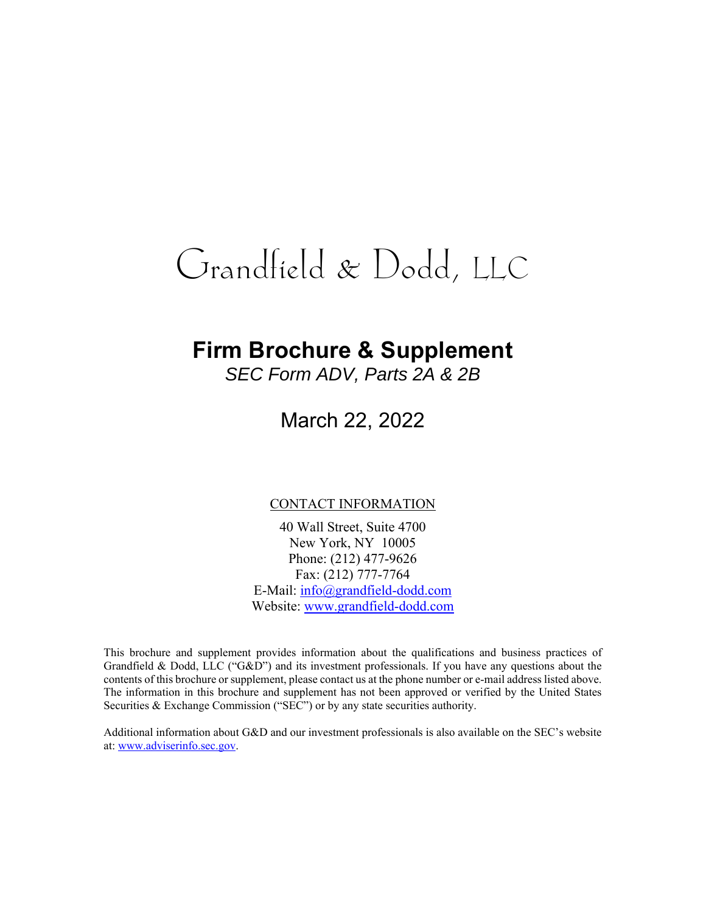# Grandfield & Dodd, LLC

## Firm Brochure & Supplement

*SEC Form ADV, Parts 2A & 2B*

March 22, 2022

CONTACT INFORMATION

40 Wall Street, Suite 4700
New York, NY 10005
Phone: (212) 477-9626
Fax: (212) 777-7764
E-Mail: info@grandfield-dodd.com
Website: www.grandfield-dodd.com

This brochure and supplement provides information about the qualifications and business practices of Grandfield & Dodd, LLC ("G&D") and its investment professionals. If you have any questions about the contents of this brochure or supplement, please contact us at the phone number or e-mail address listed above. The information in this brochure and supplement has not been approved or verified by the United States Securities & Exchange Commission ("SEC") or by any state securities authority.

Additional information about G&D and our investment professionals is also available on the SEC's website at: www.adviserinfo.sec.gov.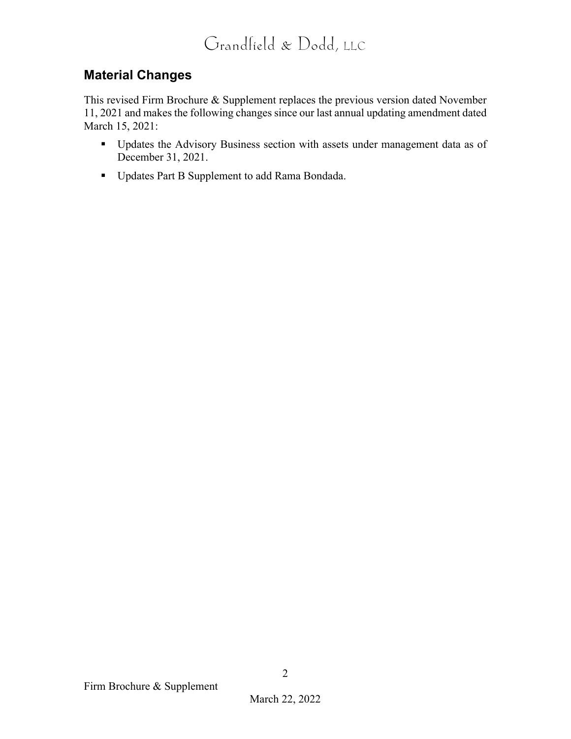## Material Changes

This revised Firm Brochure & Supplement replaces the previous version dated November 11, 2021 and makes the following changes since our last annual updating amendment dated March 15, 2021:

- Updates the Advisory Business section with assets under management data as of December 31, 2021.
- Updates Part B Supplement to add Rama Bondada.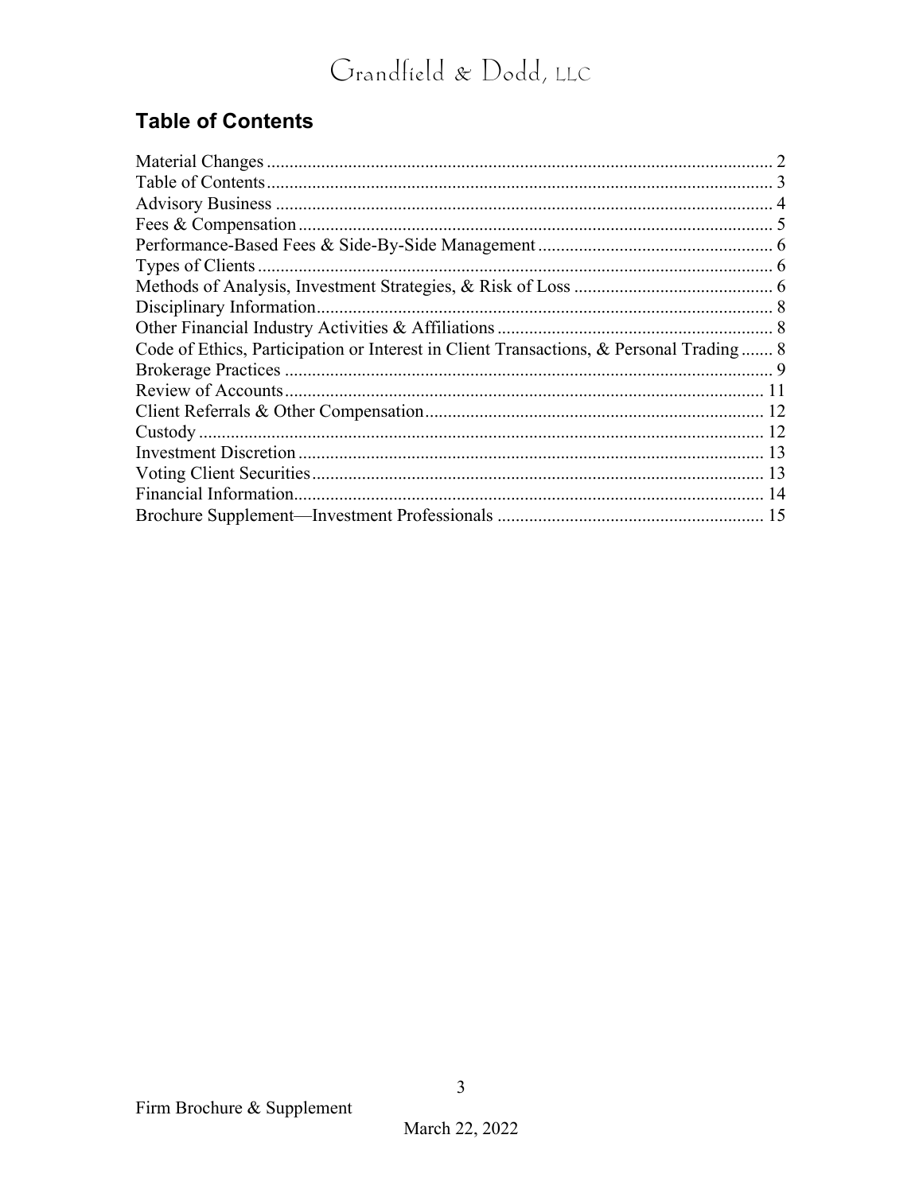## Table of Contents

Material Changes ............................................................................................................... 2
Table of Contents ............................................................................................................... 3
Advisory Business ............................................................................................................. 4
Fees & Compensation ........................................................................................................ 5
Performance-Based Fees & Side-By-Side Management .................................................... 6
Types of Clients ................................................................................................................. 6
Methods of Analysis, Investment Strategies, & Risk of Loss ............................................ 6
Disciplinary Information .................................................................................................... 8
Other Financial Industry Activities & Affiliations ............................................................. 8
Code of Ethics, Participation or Interest in Client Transactions, & Personal Trading ....... 8
Brokerage Practices ........................................................................................................... 9
Review of Accounts ......................................................................................................... 11
Client Referrals & Other Compensation .......................................................................... 12
Custody ............................................................................................................................ 12
Investment Discretion ...................................................................................................... 13
Voting Client Securities ................................................................................................... 13
Financial Information ....................................................................................................... 14
Brochure Supplement—Investment Professionals ........................................................... 15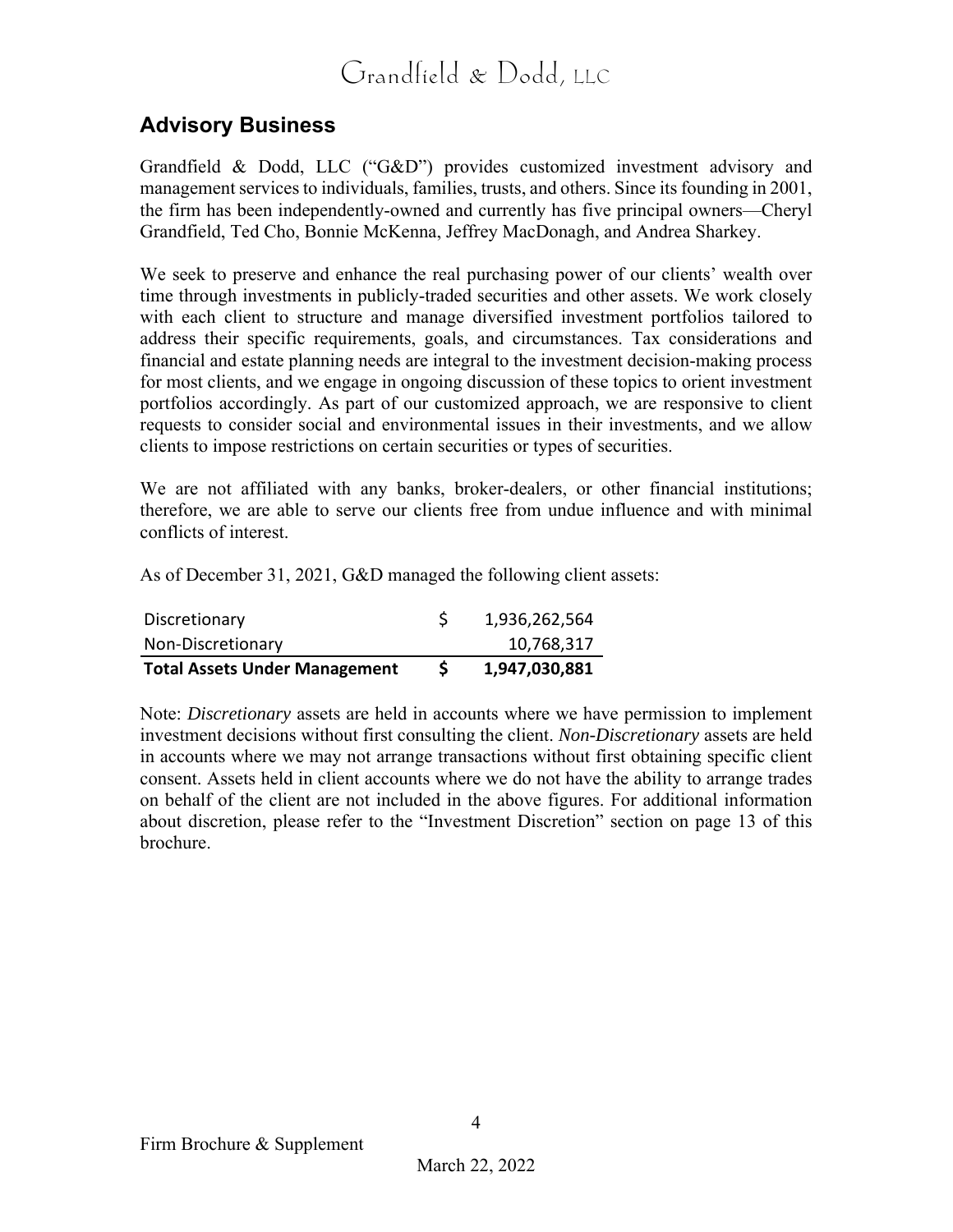## Advisory Business

Grandfield & Dodd, LLC ("G&D") provides customized investment advisory and management services to individuals, families, trusts, and others. Since its founding in 2001, the firm has been independently-owned and currently has five principal owners—Cheryl Grandfield, Ted Cho, Bonnie McKenna, Jeffrey MacDonagh, and Andrea Sharkey.

We seek to preserve and enhance the real purchasing power of our clients' wealth over time through investments in publicly-traded securities and other assets. We work closely with each client to structure and manage diversified investment portfolios tailored to address their specific requirements, goals, and circumstances. Tax considerations and financial and estate planning needs are integral to the investment decision-making process for most clients, and we engage in ongoing discussion of these topics to orient investment portfolios accordingly. As part of our customized approach, we are responsive to client requests to consider social and environmental issues in their investments, and we allow clients to impose restrictions on certain securities or types of securities.

We are not affiliated with any banks, broker-dealers, or other financial institutions; therefore, we are able to serve our clients free from undue influence and with minimal conflicts of interest.

As of December 31, 2021, G&D managed the following client assets:

| | | |
|---|---|---|
| Discretionary | $ | 1,936,262,564 |
| Non-Discretionary | | 10,768,317 |
| **Total Assets Under Management** | **$** | **1,947,030,881** |

Note: *Discretionary* assets are held in accounts where we have permission to implement investment decisions without first consulting the client. *Non-Discretionary* assets are held in accounts where we may not arrange transactions without first obtaining specific client consent. Assets held in client accounts where we do not have the ability to arrange trades on behalf of the client are not included in the above figures. For additional information about discretion, please refer to the "Investment Discretion" section on page 13 of this brochure.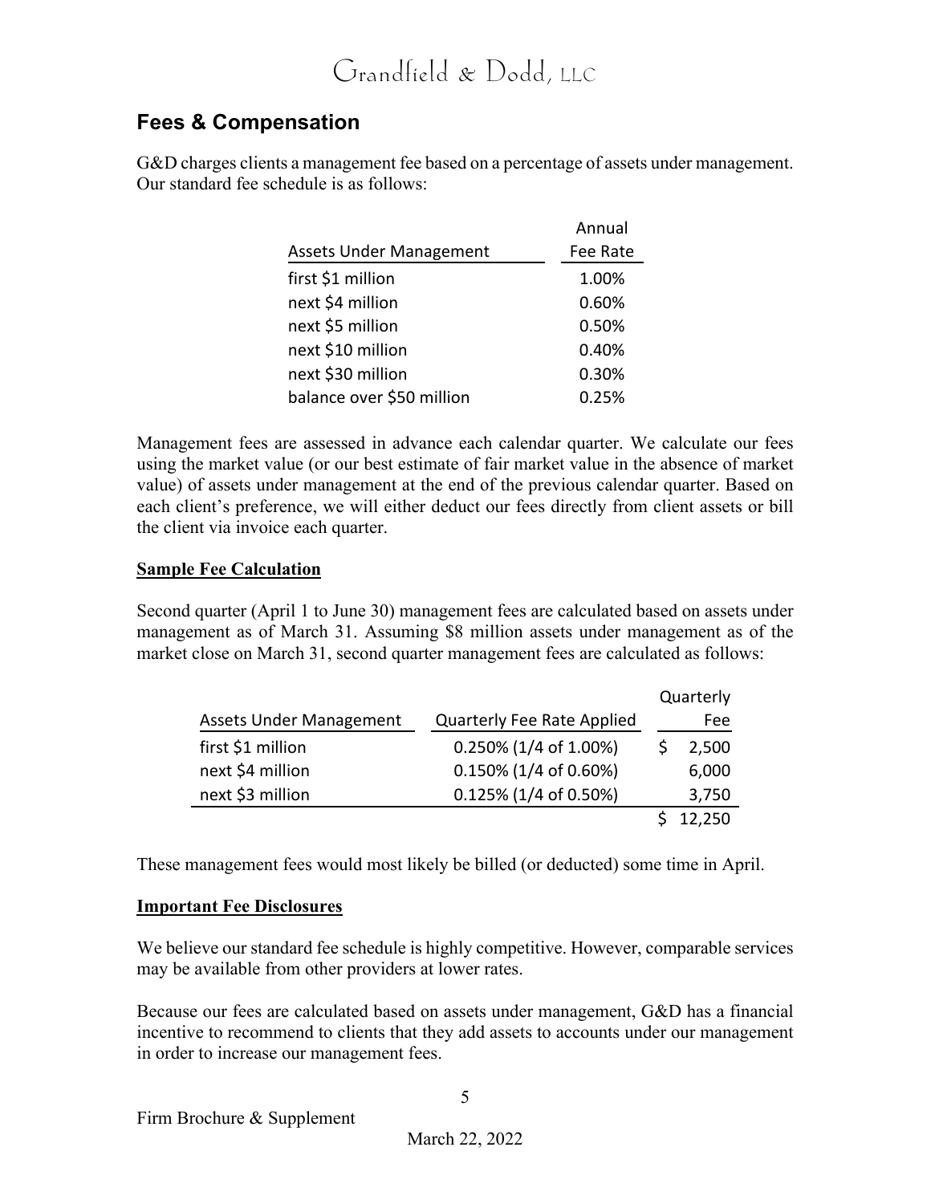## Fees & Compensation

G&D charges clients a management fee based on a percentage of assets under management. Our standard fee schedule is as follows:

| Assets Under Management | Annual Fee Rate |
|---|---|
| first $1 million | 1.00% |
| next $4 million | 0.60% |
| next $5 million | 0.50% |
| next $10 million | 0.40% |
| next $30 million | 0.30% |
| balance over $50 million | 0.25% |

Management fees are assessed in advance each calendar quarter. We calculate our fees using the market value (or our best estimate of fair market value in the absence of market value) of assets under management at the end of the previous calendar quarter. Based on each client's preference, we will either deduct our fees directly from client assets or bill the client via invoice each quarter.

### Sample Fee Calculation

Second quarter (April 1 to June 30) management fees are calculated based on assets under management as of March 31. Assuming $8 million assets under management as of the market close on March 31, second quarter management fees are calculated as follows:

| Assets Under Management | Quarterly Fee Rate Applied | Quarterly Fee |
|---|---|---|
| first $1 million | 0.250% (1/4 of 1.00%) | $ 2,500 |
| next $4 million | 0.150% (1/4 of 0.60%) | 6,000 |
| next $3 million | 0.125% (1/4 of 0.50%) | 3,750 |
| | | $ 12,250 |

These management fees would most likely be billed (or deducted) some time in April.

### Important Fee Disclosures

We believe our standard fee schedule is highly competitive. However, comparable services may be available from other providers at lower rates.

Because our fees are calculated based on assets under management, G&D has a financial incentive to recommend to clients that they add assets to accounts under our management in order to increase our management fees.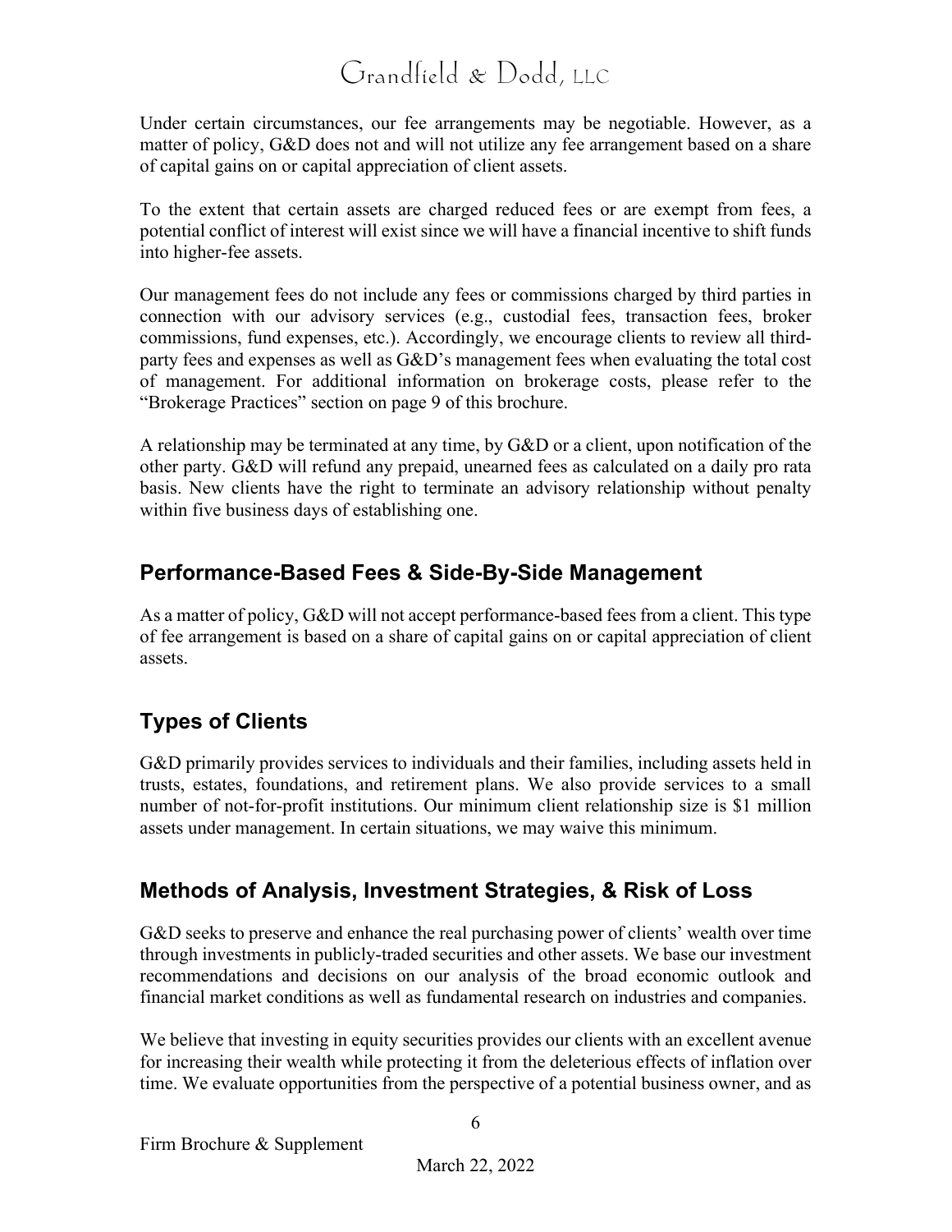Under certain circumstances, our fee arrangements may be negotiable. However, as a matter of policy, G&D does not and will not utilize any fee arrangement based on a share of capital gains on or capital appreciation of client assets.

To the extent that certain assets are charged reduced fees or are exempt from fees, a potential conflict of interest will exist since we will have a financial incentive to shift funds into higher-fee assets.

Our management fees do not include any fees or commissions charged by third parties in connection with our advisory services (e.g., custodial fees, transaction fees, broker commissions, fund expenses, etc.). Accordingly, we encourage clients to review all third-party fees and expenses as well as G&D's management fees when evaluating the total cost of management. For additional information on brokerage costs, please refer to the "Brokerage Practices" section on page 9 of this brochure.

A relationship may be terminated at any time, by G&D or a client, upon notification of the other party. G&D will refund any prepaid, unearned fees as calculated on a daily pro rata basis. New clients have the right to terminate an advisory relationship without penalty within five business days of establishing one.

## Performance-Based Fees & Side-By-Side Management

As a matter of policy, G&D will not accept performance-based fees from a client. This type of fee arrangement is based on a share of capital gains on or capital appreciation of client assets.

## Types of Clients

G&D primarily provides services to individuals and their families, including assets held in trusts, estates, foundations, and retirement plans. We also provide services to a small number of not-for-profit institutions. Our minimum client relationship size is $1 million assets under management. In certain situations, we may waive this minimum.

## Methods of Analysis, Investment Strategies, & Risk of Loss

G&D seeks to preserve and enhance the real purchasing power of clients' wealth over time through investments in publicly-traded securities and other assets. We base our investment recommendations and decisions on our analysis of the broad economic outlook and financial market conditions as well as fundamental research on industries and companies.

We believe that investing in equity securities provides our clients with an excellent avenue for increasing their wealth while protecting it from the deleterious effects of inflation over time. We evaluate opportunities from the perspective of a potential business owner, and as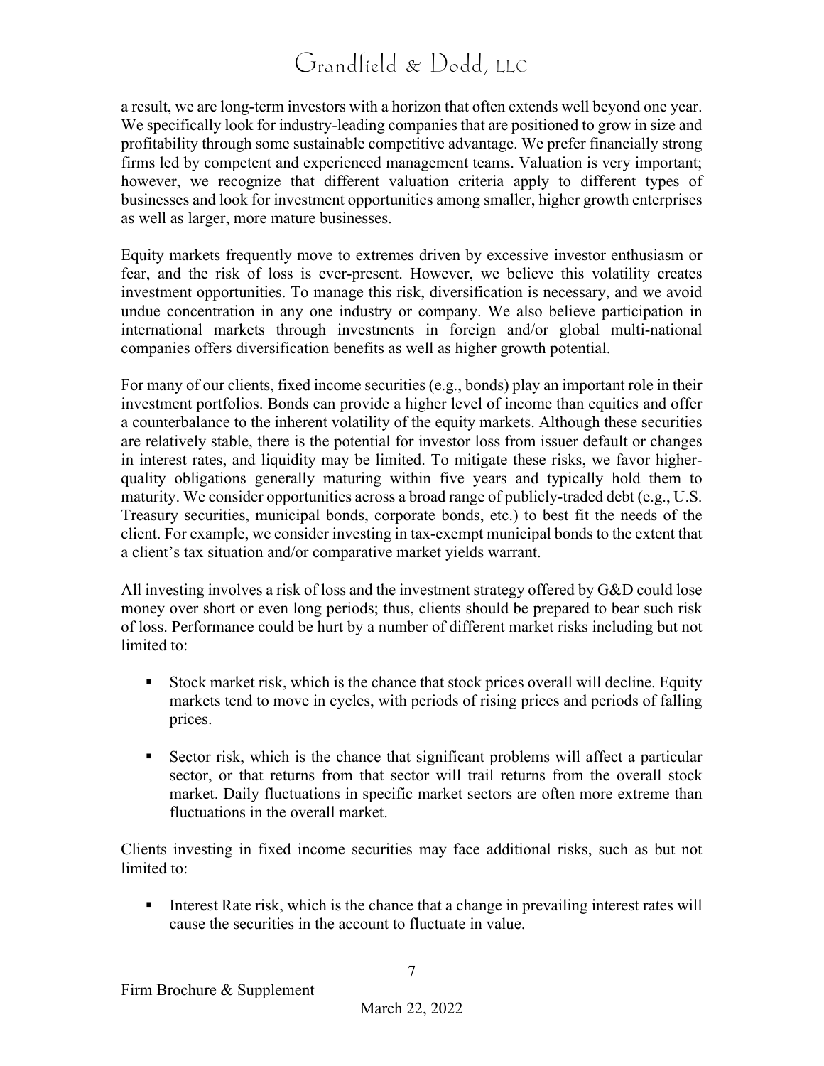a result, we are long-term investors with a horizon that often extends well beyond one year. We specifically look for industry-leading companies that are positioned to grow in size and profitability through some sustainable competitive advantage. We prefer financially strong firms led by competent and experienced management teams. Valuation is very important; however, we recognize that different valuation criteria apply to different types of businesses and look for investment opportunities among smaller, higher growth enterprises as well as larger, more mature businesses.

Equity markets frequently move to extremes driven by excessive investor enthusiasm or fear, and the risk of loss is ever-present. However, we believe this volatility creates investment opportunities. To manage this risk, diversification is necessary, and we avoid undue concentration in any one industry or company. We also believe participation in international markets through investments in foreign and/or global multi-national companies offers diversification benefits as well as higher growth potential.

For many of our clients, fixed income securities (e.g., bonds) play an important role in their investment portfolios. Bonds can provide a higher level of income than equities and offer a counterbalance to the inherent volatility of the equity markets. Although these securities are relatively stable, there is the potential for investor loss from issuer default or changes in interest rates, and liquidity may be limited. To mitigate these risks, we favor higher-quality obligations generally maturing within five years and typically hold them to maturity. We consider opportunities across a broad range of publicly-traded debt (e.g., U.S. Treasury securities, municipal bonds, corporate bonds, etc.) to best fit the needs of the client. For example, we consider investing in tax-exempt municipal bonds to the extent that a client's tax situation and/or comparative market yields warrant.

All investing involves a risk of loss and the investment strategy offered by G&D could lose money over short or even long periods; thus, clients should be prepared to bear such risk of loss. Performance could be hurt by a number of different market risks including but not limited to:

- Stock market risk, which is the chance that stock prices overall will decline. Equity markets tend to move in cycles, with periods of rising prices and periods of falling prices.
- Sector risk, which is the chance that significant problems will affect a particular sector, or that returns from that sector will trail returns from the overall stock market. Daily fluctuations in specific market sectors are often more extreme than fluctuations in the overall market.

Clients investing in fixed income securities may face additional risks, such as but not limited to:

- Interest Rate risk, which is the chance that a change in prevailing interest rates will cause the securities in the account to fluctuate in value.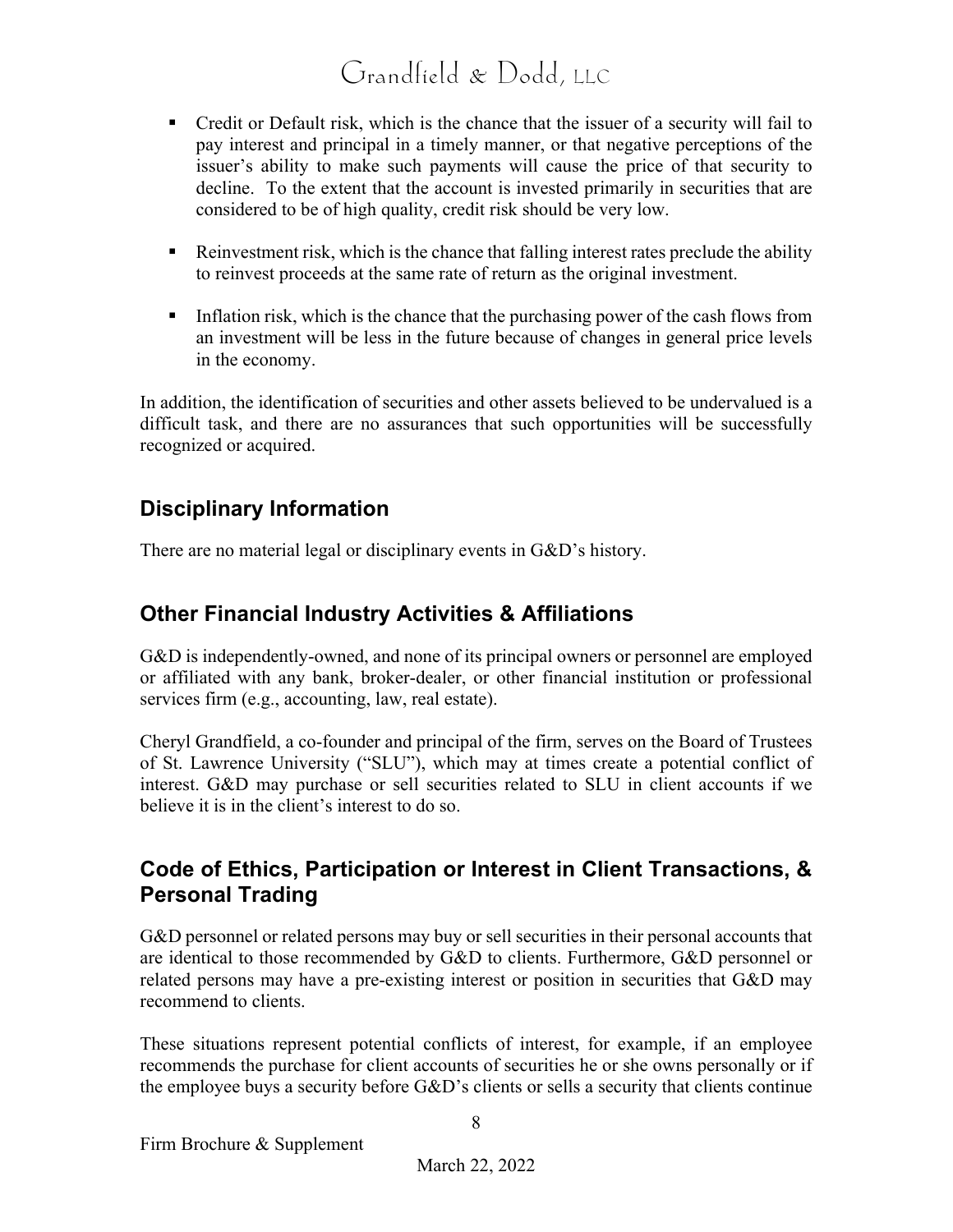- Credit or Default risk, which is the chance that the issuer of a security will fail to pay interest and principal in a timely manner, or that negative perceptions of the issuer's ability to make such payments will cause the price of that security to decline. To the extent that the account is invested primarily in securities that are considered to be of high quality, credit risk should be very low.

- Reinvestment risk, which is the chance that falling interest rates preclude the ability to reinvest proceeds at the same rate of return as the original investment.

- Inflation risk, which is the chance that the purchasing power of the cash flows from an investment will be less in the future because of changes in general price levels in the economy.

In addition, the identification of securities and other assets believed to be undervalued is a difficult task, and there are no assurances that such opportunities will be successfully recognized or acquired.

## Disciplinary Information

There are no material legal or disciplinary events in G&D's history.

## Other Financial Industry Activities & Affiliations

G&D is independently-owned, and none of its principal owners or personnel are employed or affiliated with any bank, broker-dealer, or other financial institution or professional services firm (e.g., accounting, law, real estate).

Cheryl Grandfield, a co-founder and principal of the firm, serves on the Board of Trustees of St. Lawrence University ("SLU"), which may at times create a potential conflict of interest. G&D may purchase or sell securities related to SLU in client accounts if we believe it is in the client's interest to do so.

## Code of Ethics, Participation or Interest in Client Transactions, & Personal Trading

G&D personnel or related persons may buy or sell securities in their personal accounts that are identical to those recommended by G&D to clients. Furthermore, G&D personnel or related persons may have a pre-existing interest or position in securities that G&D may recommend to clients.

These situations represent potential conflicts of interest, for example, if an employee recommends the purchase for client accounts of securities he or she owns personally or if the employee buys a security before G&D's clients or sells a security that clients continue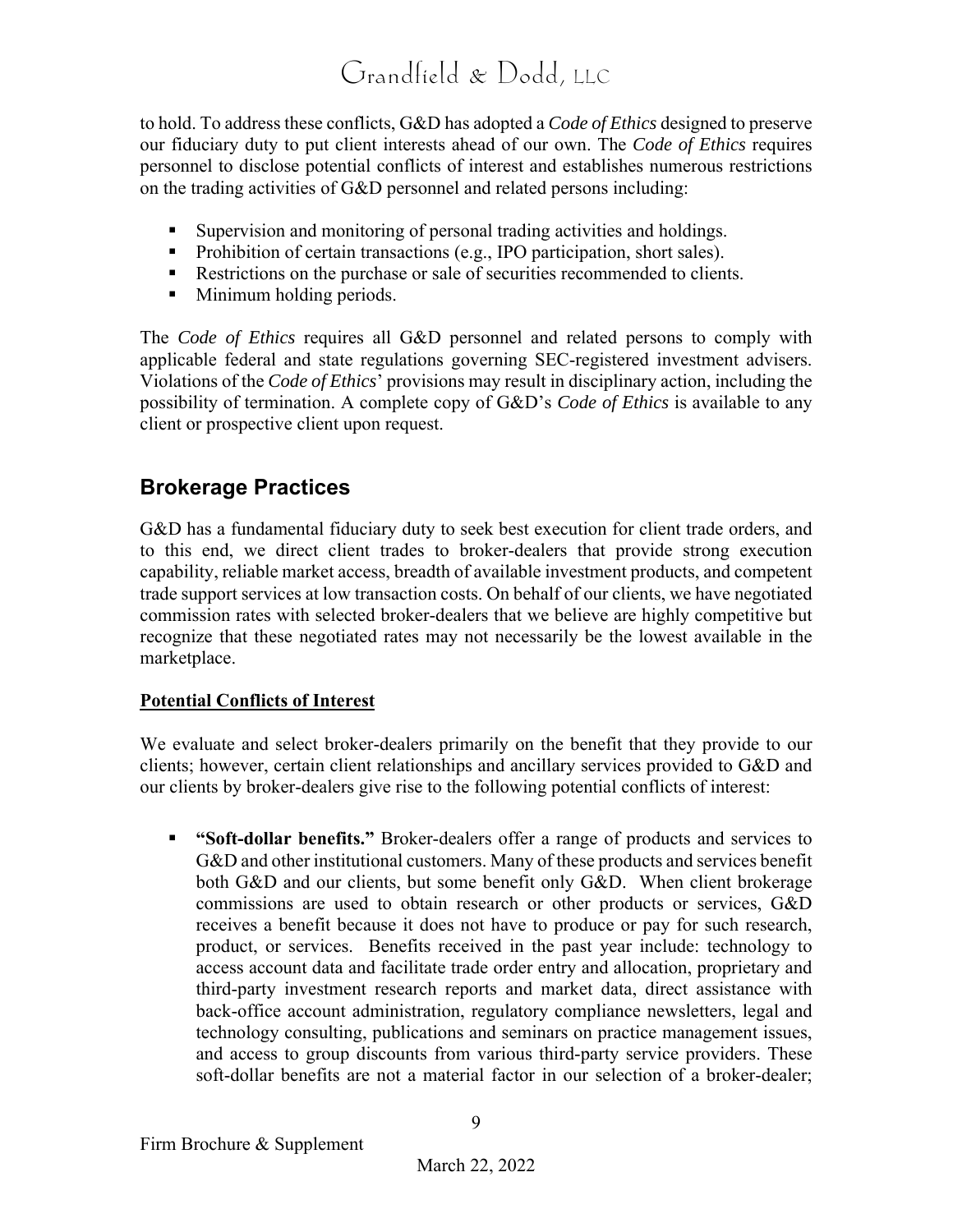to hold. To address these conflicts, G&D has adopted a *Code of Ethics* designed to preserve our fiduciary duty to put client interests ahead of our own. The *Code of Ethics* requires personnel to disclose potential conflicts of interest and establishes numerous restrictions on the trading activities of G&D personnel and related persons including:

- Supervision and monitoring of personal trading activities and holdings.
- Prohibition of certain transactions (e.g., IPO participation, short sales).
- Restrictions on the purchase or sale of securities recommended to clients.
- Minimum holding periods.

The *Code of Ethics* requires all G&D personnel and related persons to comply with applicable federal and state regulations governing SEC-registered investment advisers. Violations of the *Code of Ethics*' provisions may result in disciplinary action, including the possibility of termination. A complete copy of G&D's *Code of Ethics* is available to any client or prospective client upon request.

## Brokerage Practices

G&D has a fundamental fiduciary duty to seek best execution for client trade orders, and to this end, we direct client trades to broker-dealers that provide strong execution capability, reliable market access, breadth of available investment products, and competent trade support services at low transaction costs. On behalf of our clients, we have negotiated commission rates with selected broker-dealers that we believe are highly competitive but recognize that these negotiated rates may not necessarily be the lowest available in the marketplace.

**Potential Conflicts of Interest**

We evaluate and select broker-dealers primarily on the benefit that they provide to our clients; however, certain client relationships and ancillary services provided to G&D and our clients by broker-dealers give rise to the following potential conflicts of interest:

- **"Soft-dollar benefits."** Broker-dealers offer a range of products and services to G&D and other institutional customers. Many of these products and services benefit both G&D and our clients, but some benefit only G&D. When client brokerage commissions are used to obtain research or other products or services, G&D receives a benefit because it does not have to produce or pay for such research, product, or services. Benefits received in the past year include: technology to access account data and facilitate trade order entry and allocation, proprietary and third-party investment research reports and market data, direct assistance with back-office account administration, regulatory compliance newsletters, legal and technology consulting, publications and seminars on practice management issues, and access to group discounts from various third-party service providers. These soft-dollar benefits are not a material factor in our selection of a broker-dealer;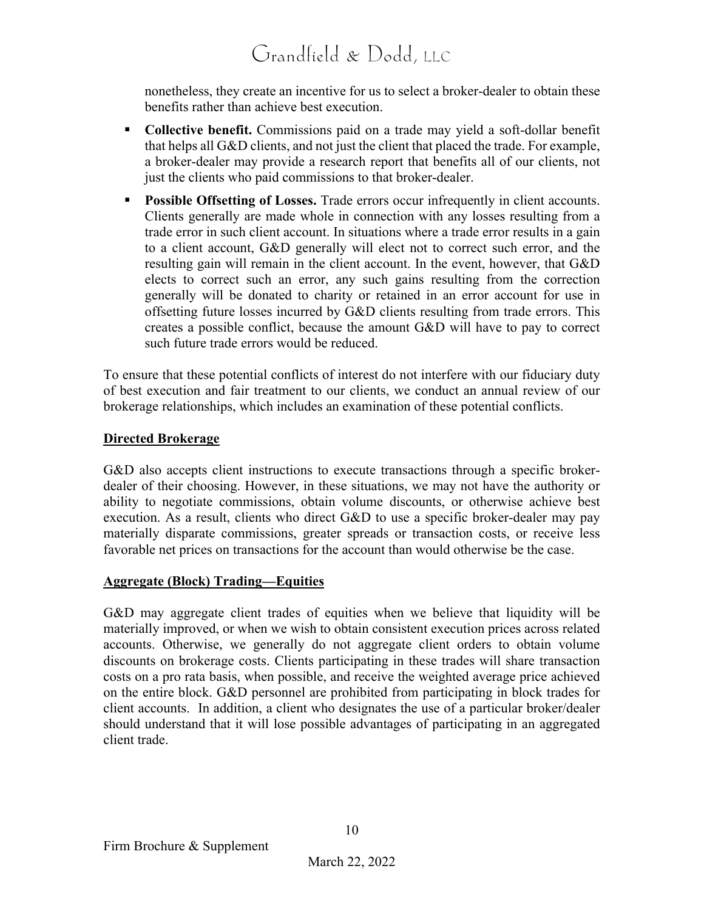nonetheless, they create an incentive for us to select a broker-dealer to obtain these benefits rather than achieve best execution.

- **Collective benefit.** Commissions paid on a trade may yield a soft-dollar benefit that helps all G&D clients, and not just the client that placed the trade. For example, a broker-dealer may provide a research report that benefits all of our clients, not just the clients who paid commissions to that broker-dealer.
- **Possible Offsetting of Losses.** Trade errors occur infrequently in client accounts. Clients generally are made whole in connection with any losses resulting from a trade error in such client account. In situations where a trade error results in a gain to a client account, G&D generally will elect not to correct such error, and the resulting gain will remain in the client account. In the event, however, that G&D elects to correct such an error, any such gains resulting from the correction generally will be donated to charity or retained in an error account for use in offsetting future losses incurred by G&D clients resulting from trade errors. This creates a possible conflict, because the amount G&D will have to pay to correct such future trade errors would be reduced.

To ensure that these potential conflicts of interest do not interfere with our fiduciary duty of best execution and fair treatment to our clients, we conduct an annual review of our brokerage relationships, which includes an examination of these potential conflicts.

**Directed Brokerage**

G&D also accepts client instructions to execute transactions through a specific broker-dealer of their choosing. However, in these situations, we may not have the authority or ability to negotiate commissions, obtain volume discounts, or otherwise achieve best execution. As a result, clients who direct G&D to use a specific broker-dealer may pay materially disparate commissions, greater spreads or transaction costs, or receive less favorable net prices on transactions for the account than would otherwise be the case.

**Aggregate (Block) Trading—Equities**

G&D may aggregate client trades of equities when we believe that liquidity will be materially improved, or when we wish to obtain consistent execution prices across related accounts. Otherwise, we generally do not aggregate client orders to obtain volume discounts on brokerage costs. Clients participating in these trades will share transaction costs on a pro rata basis, when possible, and receive the weighted average price achieved on the entire block. G&D personnel are prohibited from participating in block trades for client accounts. In addition, a client who designates the use of a particular broker/dealer should understand that it will lose possible advantages of participating in an aggregated client trade.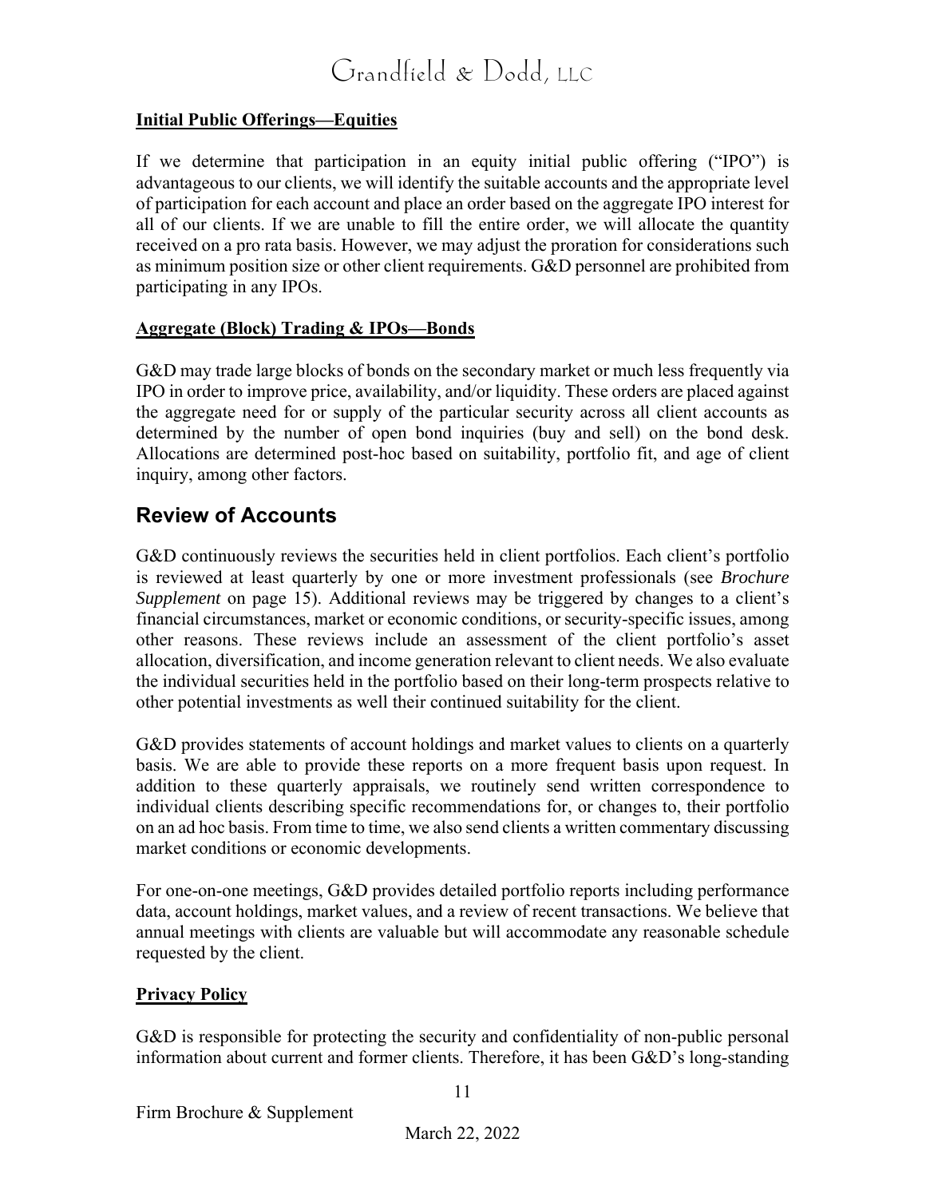**Initial Public Offerings—Equities**

If we determine that participation in an equity initial public offering ("IPO") is advantageous to our clients, we will identify the suitable accounts and the appropriate level of participation for each account and place an order based on the aggregate IPO interest for all of our clients. If we are unable to fill the entire order, we will allocate the quantity received on a pro rata basis. However, we may adjust the proration for considerations such as minimum position size or other client requirements. G&D personnel are prohibited from participating in any IPOs.

**Aggregate (Block) Trading & IPOs—Bonds**

G&D may trade large blocks of bonds on the secondary market or much less frequently via IPO in order to improve price, availability, and/or liquidity. These orders are placed against the aggregate need for or supply of the particular security across all client accounts as determined by the number of open bond inquiries (buy and sell) on the bond desk. Allocations are determined post-hoc based on suitability, portfolio fit, and age of client inquiry, among other factors.

## Review of Accounts

G&D continuously reviews the securities held in client portfolios. Each client's portfolio is reviewed at least quarterly by one or more investment professionals (see *Brochure Supplement* on page 15). Additional reviews may be triggered by changes to a client's financial circumstances, market or economic conditions, or security-specific issues, among other reasons. These reviews include an assessment of the client portfolio's asset allocation, diversification, and income generation relevant to client needs. We also evaluate the individual securities held in the portfolio based on their long-term prospects relative to other potential investments as well their continued suitability for the client.

G&D provides statements of account holdings and market values to clients on a quarterly basis. We are able to provide these reports on a more frequent basis upon request. In addition to these quarterly appraisals, we routinely send written correspondence to individual clients describing specific recommendations for, or changes to, their portfolio on an ad hoc basis. From time to time, we also send clients a written commentary discussing market conditions or economic developments.

For one-on-one meetings, G&D provides detailed portfolio reports including performance data, account holdings, market values, and a review of recent transactions. We believe that annual meetings with clients are valuable but will accommodate any reasonable schedule requested by the client.

**Privacy Policy**

G&D is responsible for protecting the security and confidentiality of non-public personal information about current and former clients. Therefore, it has been G&D's long-standing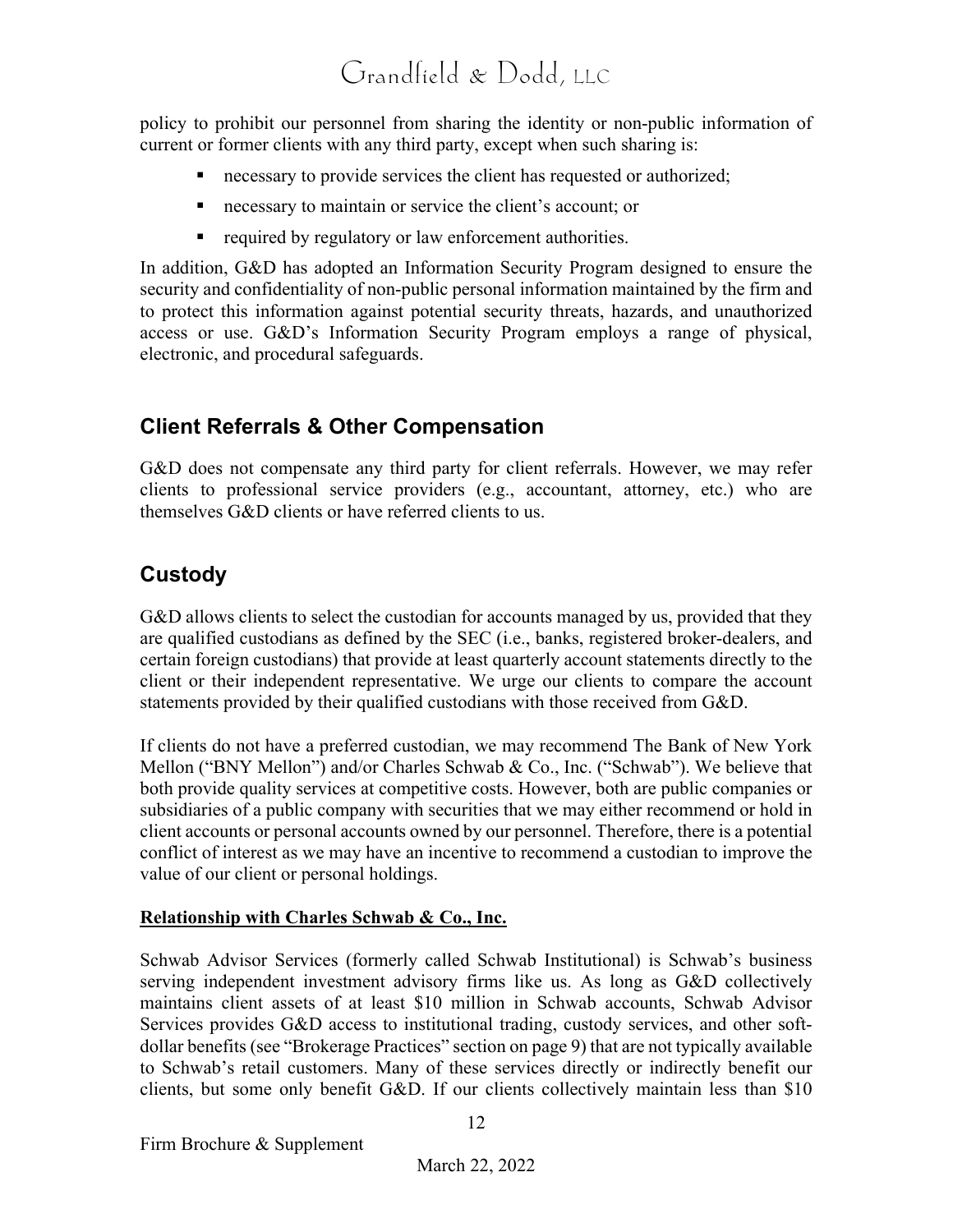policy to prohibit our personnel from sharing the identity or non-public information of current or former clients with any third party, except when such sharing is:

- necessary to provide services the client has requested or authorized;
- necessary to maintain or service the client's account; or
- required by regulatory or law enforcement authorities.

In addition, G&D has adopted an Information Security Program designed to ensure the security and confidentiality of non-public personal information maintained by the firm and to protect this information against potential security threats, hazards, and unauthorized access or use. G&D's Information Security Program employs a range of physical, electronic, and procedural safeguards.

## Client Referrals & Other Compensation

G&D does not compensate any third party for client referrals. However, we may refer clients to professional service providers (e.g., accountant, attorney, etc.) who are themselves G&D clients or have referred clients to us.

## Custody

G&D allows clients to select the custodian for accounts managed by us, provided that they are qualified custodians as defined by the SEC (i.e., banks, registered broker-dealers, and certain foreign custodians) that provide at least quarterly account statements directly to the client or their independent representative. We urge our clients to compare the account statements provided by their qualified custodians with those received from G&D.

If clients do not have a preferred custodian, we may recommend The Bank of New York Mellon ("BNY Mellon") and/or Charles Schwab & Co., Inc. ("Schwab"). We believe that both provide quality services at competitive costs. However, both are public companies or subsidiaries of a public company with securities that we may either recommend or hold in client accounts or personal accounts owned by our personnel. Therefore, there is a potential conflict of interest as we may have an incentive to recommend a custodian to improve the value of our client or personal holdings.

**Relationship with Charles Schwab & Co., Inc.**

Schwab Advisor Services (formerly called Schwab Institutional) is Schwab's business serving independent investment advisory firms like us. As long as G&D collectively maintains client assets of at least $10 million in Schwab accounts, Schwab Advisor Services provides G&D access to institutional trading, custody services, and other soft-dollar benefits (see "Brokerage Practices" section on page 9) that are not typically available to Schwab's retail customers. Many of these services directly or indirectly benefit our clients, but some only benefit G&D. If our clients collectively maintain less than $10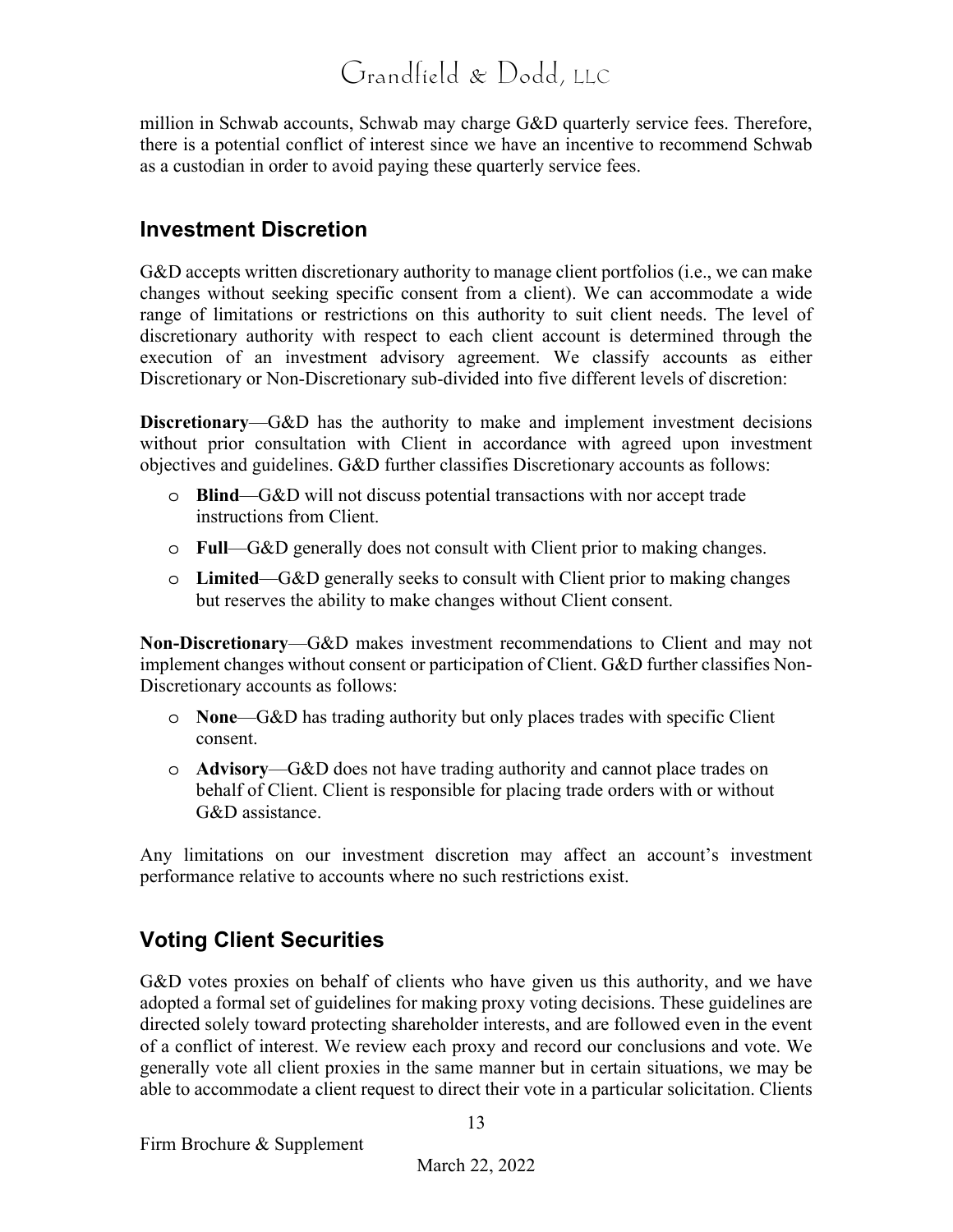million in Schwab accounts, Schwab may charge G&D quarterly service fees. Therefore, there is a potential conflict of interest since we have an incentive to recommend Schwab as a custodian in order to avoid paying these quarterly service fees.

## Investment Discretion

G&D accepts written discretionary authority to manage client portfolios (i.e., we can make changes without seeking specific consent from a client). We can accommodate a wide range of limitations or restrictions on this authority to suit client needs. The level of discretionary authority with respect to each client account is determined through the execution of an investment advisory agreement. We classify accounts as either Discretionary or Non-Discretionary sub-divided into five different levels of discretion:

**Discretionary**—G&D has the authority to make and implement investment decisions without prior consultation with Client in accordance with agreed upon investment objectives and guidelines. G&D further classifies Discretionary accounts as follows:

- **Blind**—G&D will not discuss potential transactions with nor accept trade instructions from Client.
- **Full**—G&D generally does not consult with Client prior to making changes.
- **Limited**—G&D generally seeks to consult with Client prior to making changes but reserves the ability to make changes without Client consent.

**Non-Discretionary**—G&D makes investment recommendations to Client and may not implement changes without consent or participation of Client. G&D further classifies Non-Discretionary accounts as follows:

- **None**—G&D has trading authority but only places trades with specific Client consent.
- **Advisory**—G&D does not have trading authority and cannot place trades on behalf of Client. Client is responsible for placing trade orders with or without G&D assistance.

Any limitations on our investment discretion may affect an account's investment performance relative to accounts where no such restrictions exist.

## Voting Client Securities

G&D votes proxies on behalf of clients who have given us this authority, and we have adopted a formal set of guidelines for making proxy voting decisions. These guidelines are directed solely toward protecting shareholder interests, and are followed even in the event of a conflict of interest. We review each proxy and record our conclusions and vote. We generally vote all client proxies in the same manner but in certain situations, we may be able to accommodate a client request to direct their vote in a particular solicitation. Clients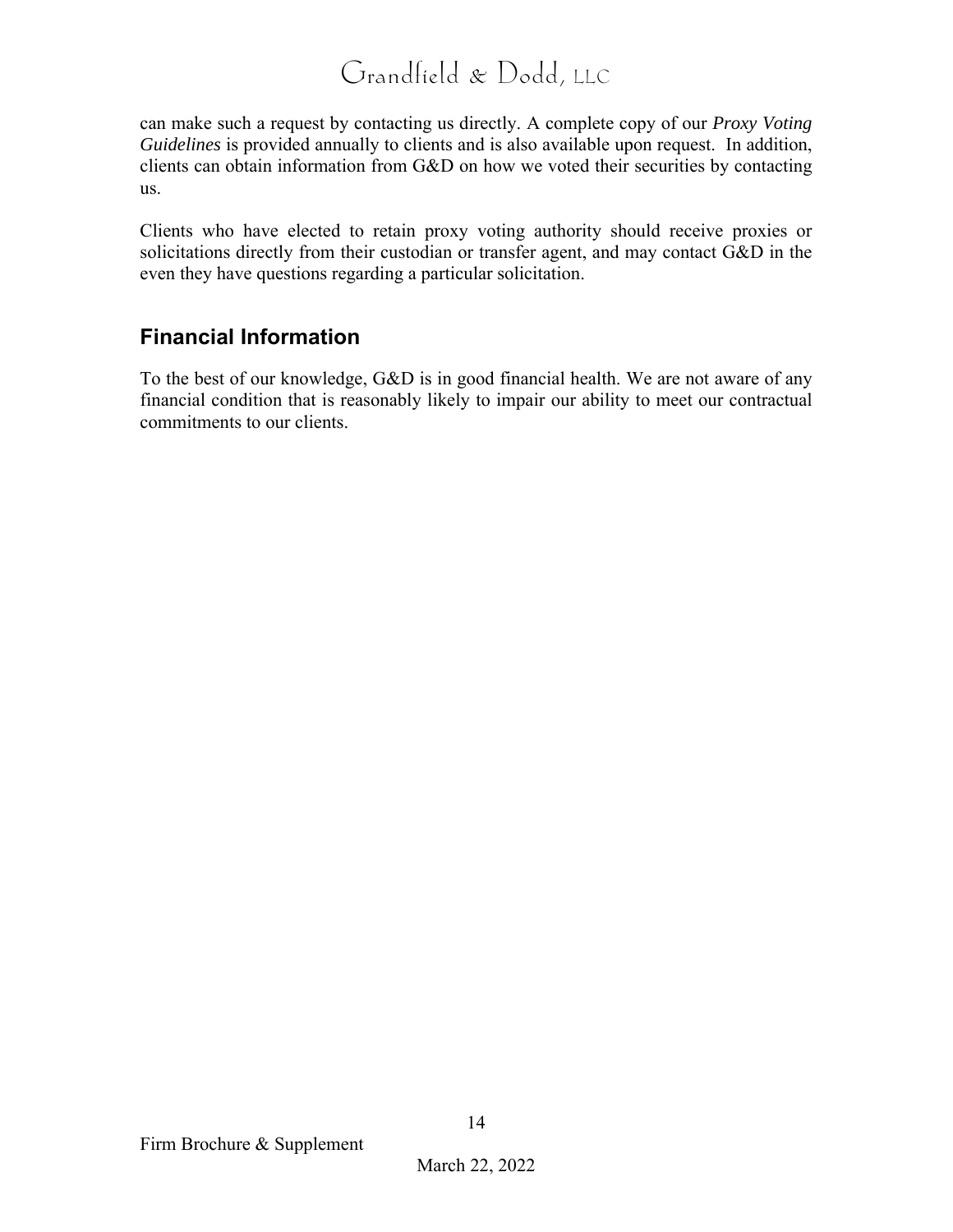can make such a request by contacting us directly. A complete copy of our *Proxy Voting Guidelines* is provided annually to clients and is also available upon request. In addition, clients can obtain information from G&D on how we voted their securities by contacting us.

Clients who have elected to retain proxy voting authority should receive proxies or solicitations directly from their custodian or transfer agent, and may contact G&D in the even they have questions regarding a particular solicitation.

## Financial Information

To the best of our knowledge, G&D is in good financial health. We are not aware of any financial condition that is reasonably likely to impair our ability to meet our contractual commitments to our clients.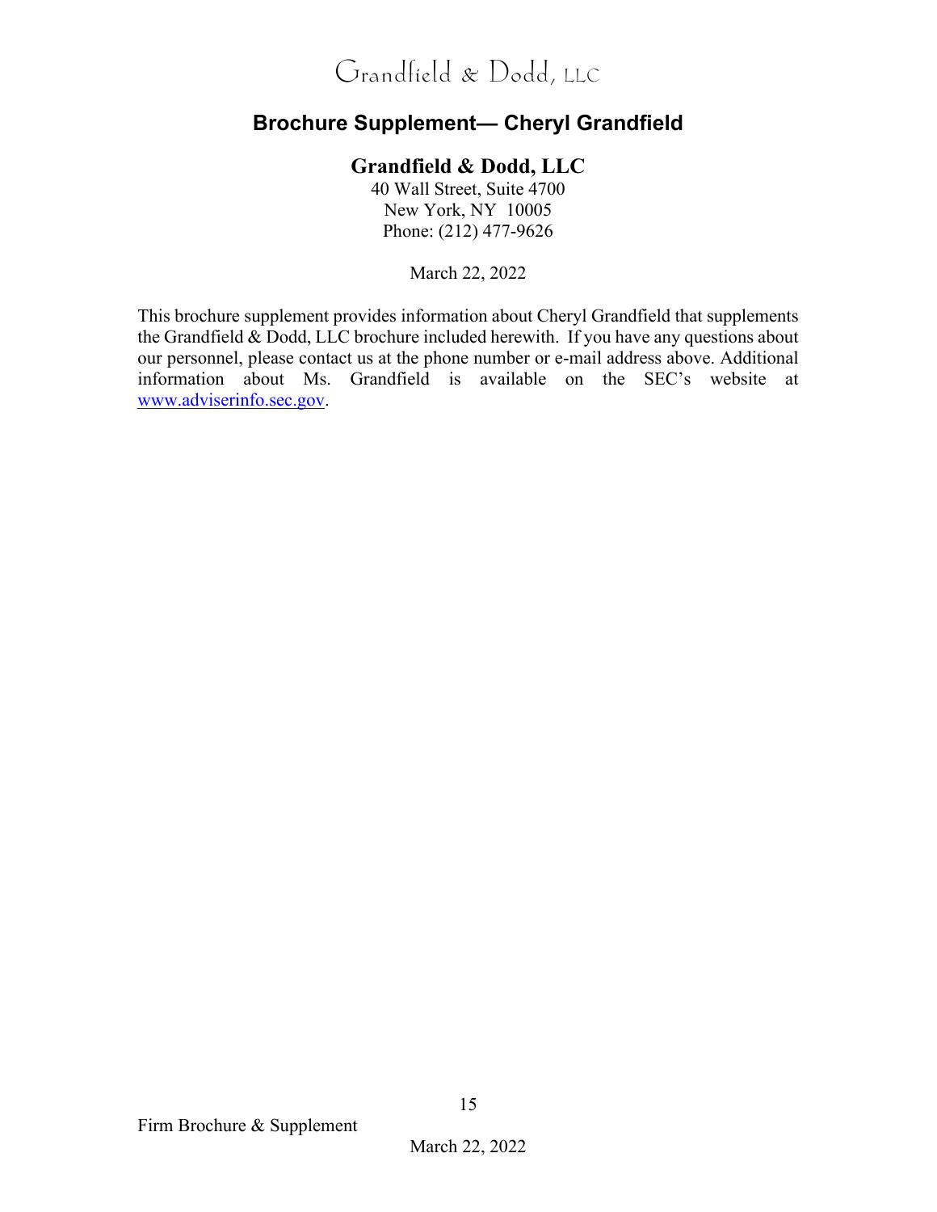Grandfield & Dodd, LLC

## Brochure Supplement— Cheryl Grandfield

**Grandfield & Dodd, LLC**
40 Wall Street, Suite 4700
New York, NY 10005
Phone: (212) 477-9626

March 22, 2022

This brochure supplement provides information about Cheryl Grandfield that supplements the Grandfield & Dodd, LLC brochure included herewith. If you have any questions about our personnel, please contact us at the phone number or e-mail address above. Additional information about Ms. Grandfield is available on the SEC's website at www.adviserinfo.sec.gov.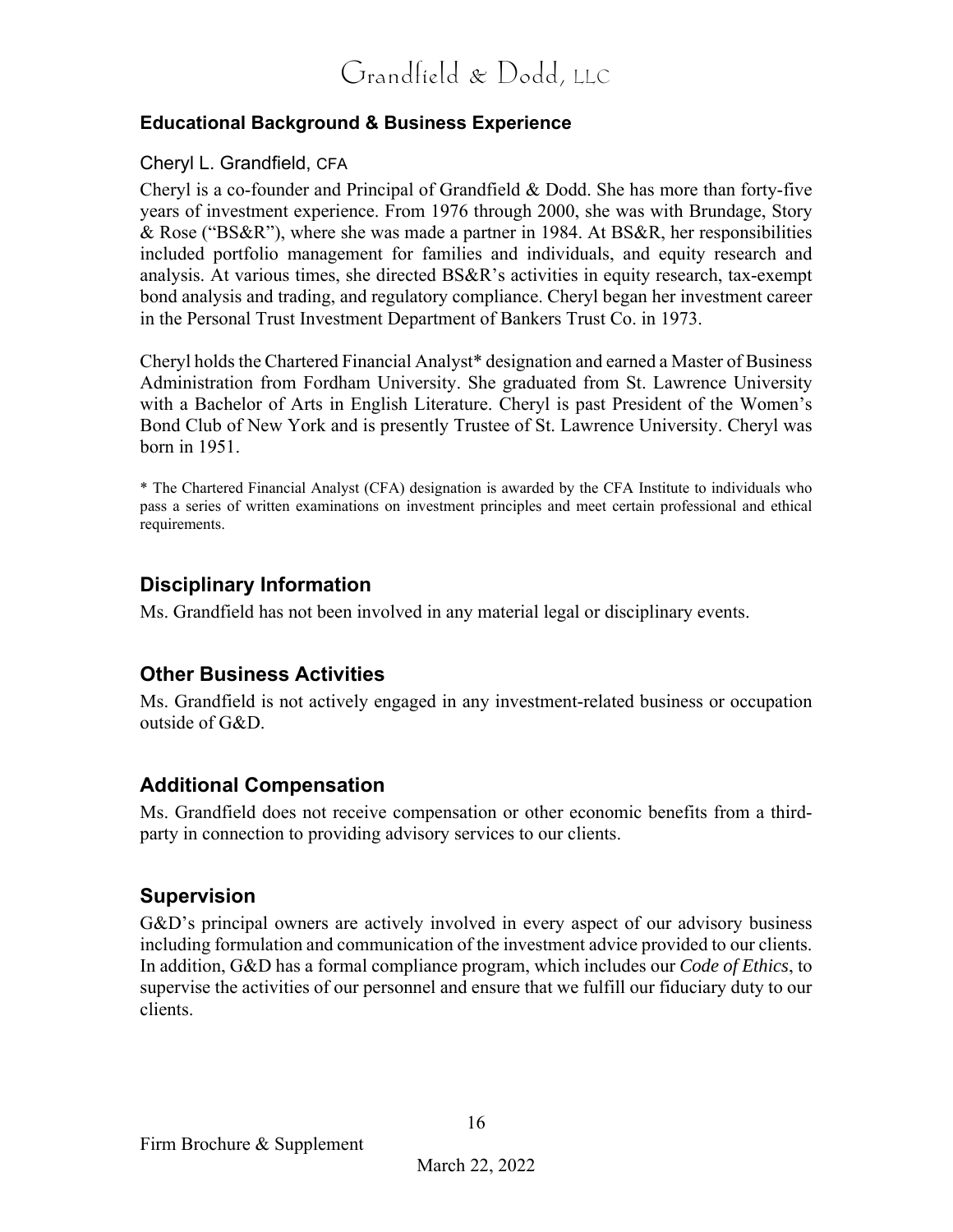## Educational Background & Business Experience

### Cheryl L. Grandfield, CFA

Cheryl is a co-founder and Principal of Grandfield & Dodd. She has more than forty-five years of investment experience. From 1976 through 2000, she was with Brundage, Story & Rose ("BS&R"), where she was made a partner in 1984. At BS&R, her responsibilities included portfolio management for families and individuals, and equity research and analysis. At various times, she directed BS&R's activities in equity research, tax-exempt bond analysis and trading, and regulatory compliance. Cheryl began her investment career in the Personal Trust Investment Department of Bankers Trust Co. in 1973.

Cheryl holds the Chartered Financial Analyst* designation and earned a Master of Business Administration from Fordham University. She graduated from St. Lawrence University with a Bachelor of Arts in English Literature. Cheryl is past President of the Women's Bond Club of New York and is presently Trustee of St. Lawrence University. Cheryl was born in 1951.

* The Chartered Financial Analyst (CFA) designation is awarded by the CFA Institute to individuals who pass a series of written examinations on investment principles and meet certain professional and ethical requirements.

## Disciplinary Information

Ms. Grandfield has not been involved in any material legal or disciplinary events.

## Other Business Activities

Ms. Grandfield is not actively engaged in any investment-related business or occupation outside of G&D.

## Additional Compensation

Ms. Grandfield does not receive compensation or other economic benefits from a third-party in connection to providing advisory services to our clients.

## Supervision

G&D's principal owners are actively involved in every aspect of our advisory business including formulation and communication of the investment advice provided to our clients. In addition, G&D has a formal compliance program, which includes our *Code of Ethics*, to supervise the activities of our personnel and ensure that we fulfill our fiduciary duty to our clients.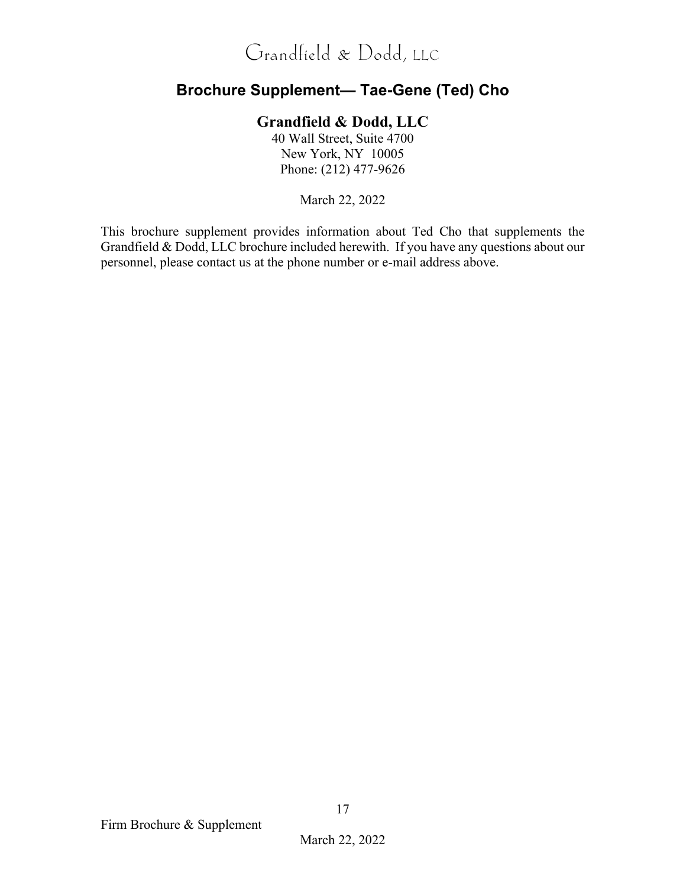Grandfield & Dodd, LLC

## Brochure Supplement— Tae-Gene (Ted) Cho

**Grandfield & Dodd, LLC**

40 Wall Street, Suite 4700
New York, NY 10005
Phone: (212) 477-9626

March 22, 2022

This brochure supplement provides information about Ted Cho that supplements the Grandfield & Dodd, LLC brochure included herewith. If you have any questions about our personnel, please contact us at the phone number or e-mail address above.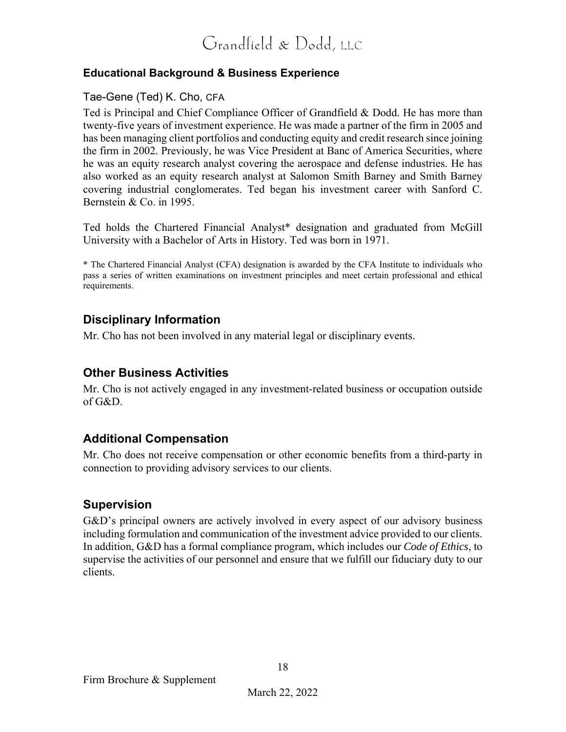## Educational Background & Business Experience

### Tae-Gene (Ted) K. Cho, CFA

Ted is Principal and Chief Compliance Officer of Grandfield & Dodd. He has more than twenty-five years of investment experience. He was made a partner of the firm in 2005 and has been managing client portfolios and conducting equity and credit research since joining the firm in 2002. Previously, he was Vice President at Banc of America Securities, where he was an equity research analyst covering the aerospace and defense industries. He has also worked as an equity research analyst at Salomon Smith Barney and Smith Barney covering industrial conglomerates. Ted began his investment career with Sanford C. Bernstein & Co. in 1995.

Ted holds the Chartered Financial Analyst* designation and graduated from McGill University with a Bachelor of Arts in History. Ted was born in 1971.

* The Chartered Financial Analyst (CFA) designation is awarded by the CFA Institute to individuals who pass a series of written examinations on investment principles and meet certain professional and ethical requirements.

## Disciplinary Information

Mr. Cho has not been involved in any material legal or disciplinary events.

## Other Business Activities

Mr. Cho is not actively engaged in any investment-related business or occupation outside of G&D.

## Additional Compensation

Mr. Cho does not receive compensation or other economic benefits from a third-party in connection to providing advisory services to our clients.

## Supervision

G&D's principal owners are actively involved in every aspect of our advisory business including formulation and communication of the investment advice provided to our clients. In addition, G&D has a formal compliance program, which includes our *Code of Ethics*, to supervise the activities of our personnel and ensure that we fulfill our fiduciary duty to our clients.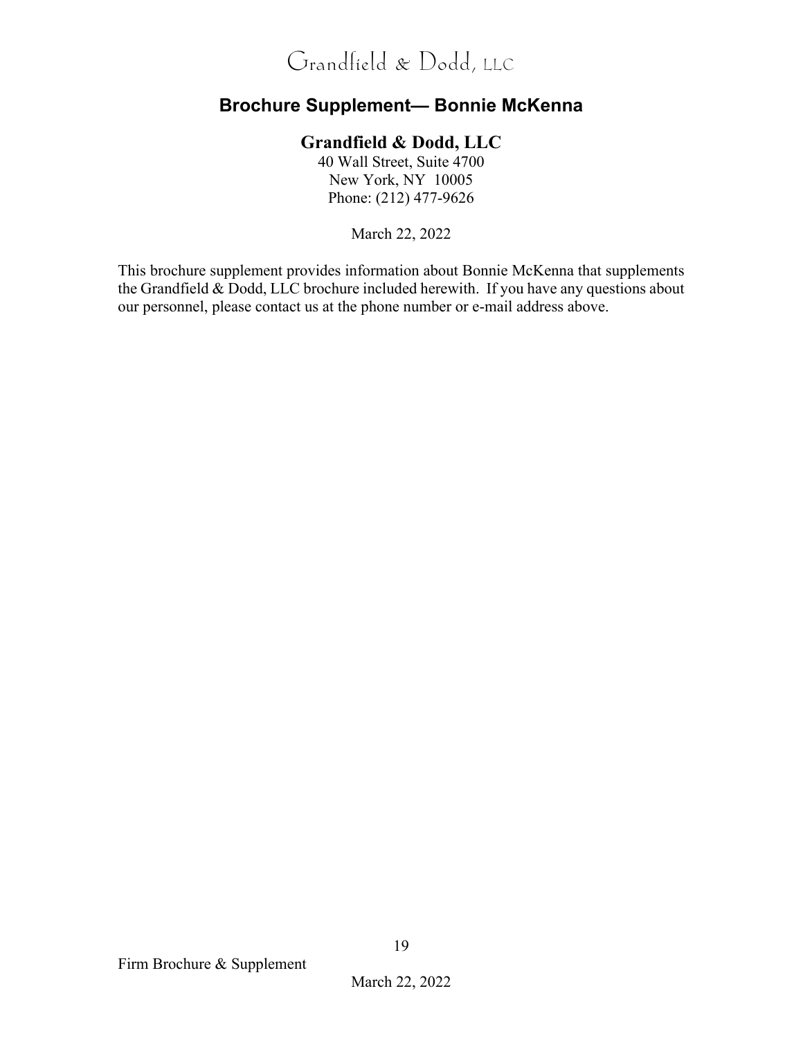# Grandfield & Dodd, LLC

## Brochure Supplement— Bonnie McKenna

**Grandfield & Dodd, LLC**
40 Wall Street, Suite 4700
New York, NY 10005
Phone: (212) 477-9626

March 22, 2022

This brochure supplement provides information about Bonnie McKenna that supplements the Grandfield & Dodd, LLC brochure included herewith. If you have any questions about our personnel, please contact us at the phone number or e-mail address above.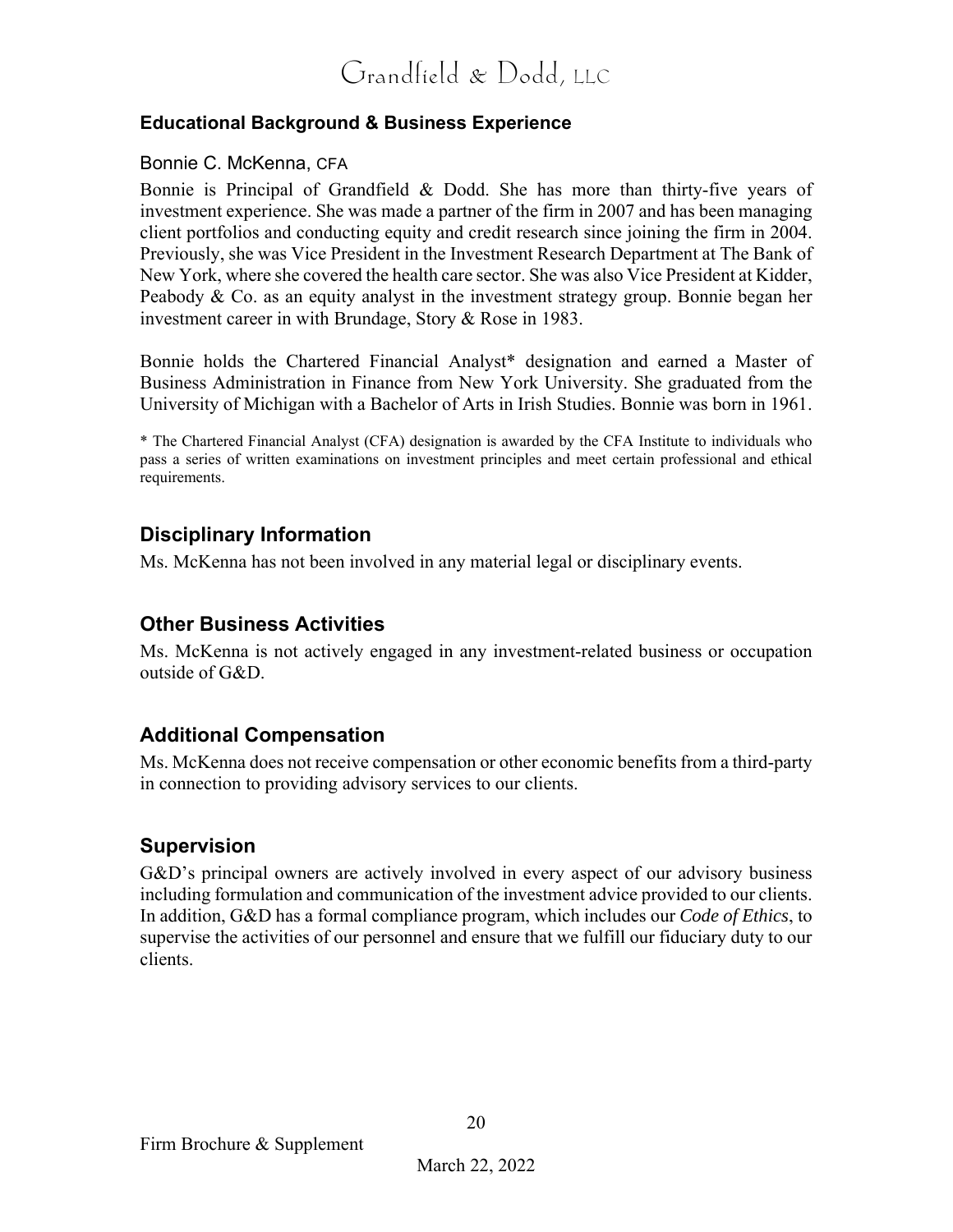## Educational Background & Business Experience

### Bonnie C. McKenna, CFA

Bonnie is Principal of Grandfield & Dodd. She has more than thirty-five years of investment experience. She was made a partner of the firm in 2007 and has been managing client portfolios and conducting equity and credit research since joining the firm in 2004. Previously, she was Vice President in the Investment Research Department at The Bank of New York, where she covered the health care sector. She was also Vice President at Kidder, Peabody & Co. as an equity analyst in the investment strategy group. Bonnie began her investment career in with Brundage, Story & Rose in 1983.

Bonnie holds the Chartered Financial Analyst* designation and earned a Master of Business Administration in Finance from New York University. She graduated from the University of Michigan with a Bachelor of Arts in Irish Studies. Bonnie was born in 1961.

* The Chartered Financial Analyst (CFA) designation is awarded by the CFA Institute to individuals who pass a series of written examinations on investment principles and meet certain professional and ethical requirements.

## Disciplinary Information

Ms. McKenna has not been involved in any material legal or disciplinary events.

## Other Business Activities

Ms. McKenna is not actively engaged in any investment-related business or occupation outside of G&D.

## Additional Compensation

Ms. McKenna does not receive compensation or other economic benefits from a third-party in connection to providing advisory services to our clients.

## Supervision

G&D's principal owners are actively involved in every aspect of our advisory business including formulation and communication of the investment advice provided to our clients. In addition, G&D has a formal compliance program, which includes our *Code of Ethics*, to supervise the activities of our personnel and ensure that we fulfill our fiduciary duty to our clients.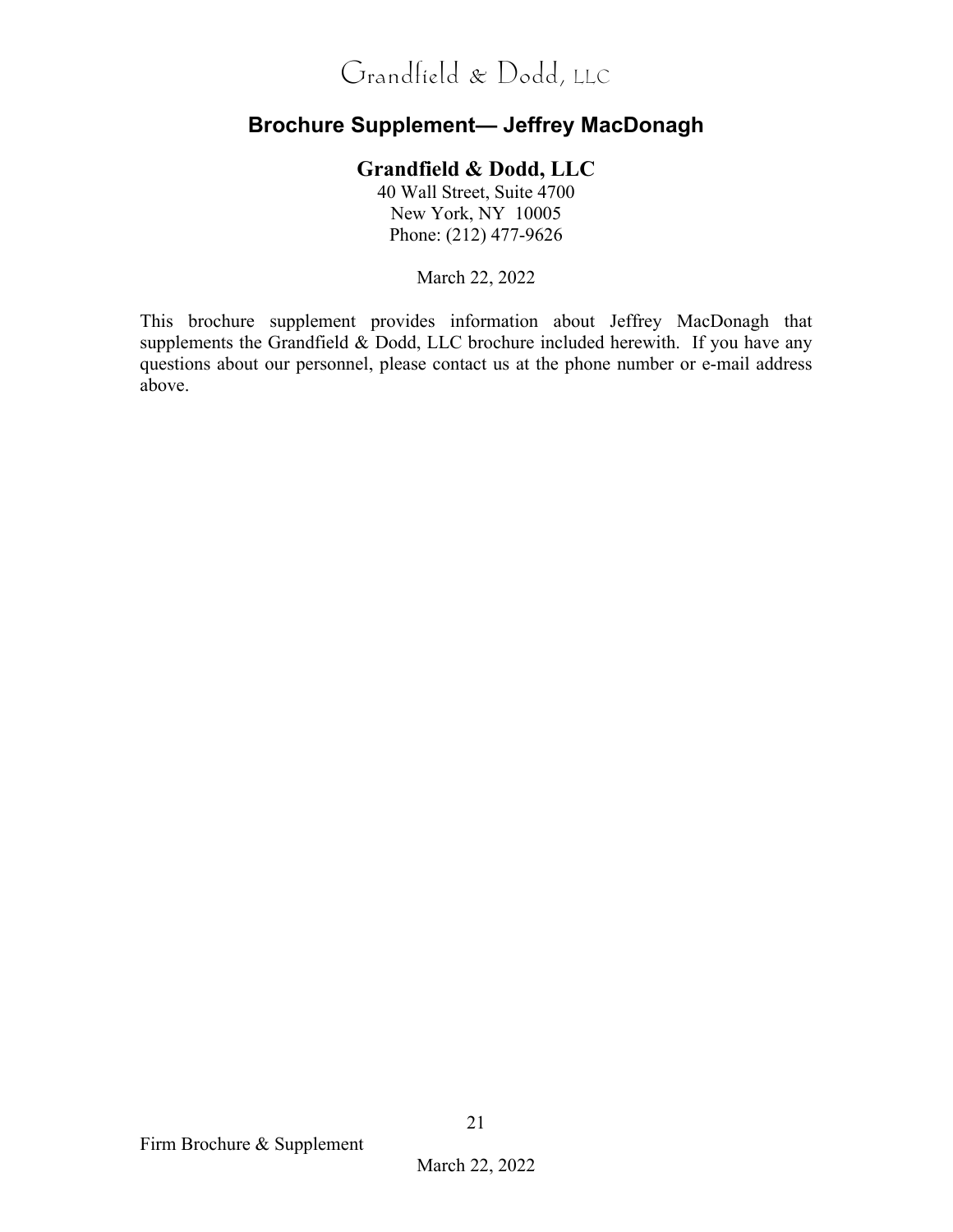# Grandfield & Dodd, LLC

## Brochure Supplement— Jeffrey MacDonagh

**Grandfield & Dodd, LLC**
40 Wall Street, Suite 4700
New York, NY 10005
Phone: (212) 477-9626

March 22, 2022

This brochure supplement provides information about Jeffrey MacDonagh that supplements the Grandfield & Dodd, LLC brochure included herewith. If you have any questions about our personnel, please contact us at the phone number or e-mail address above.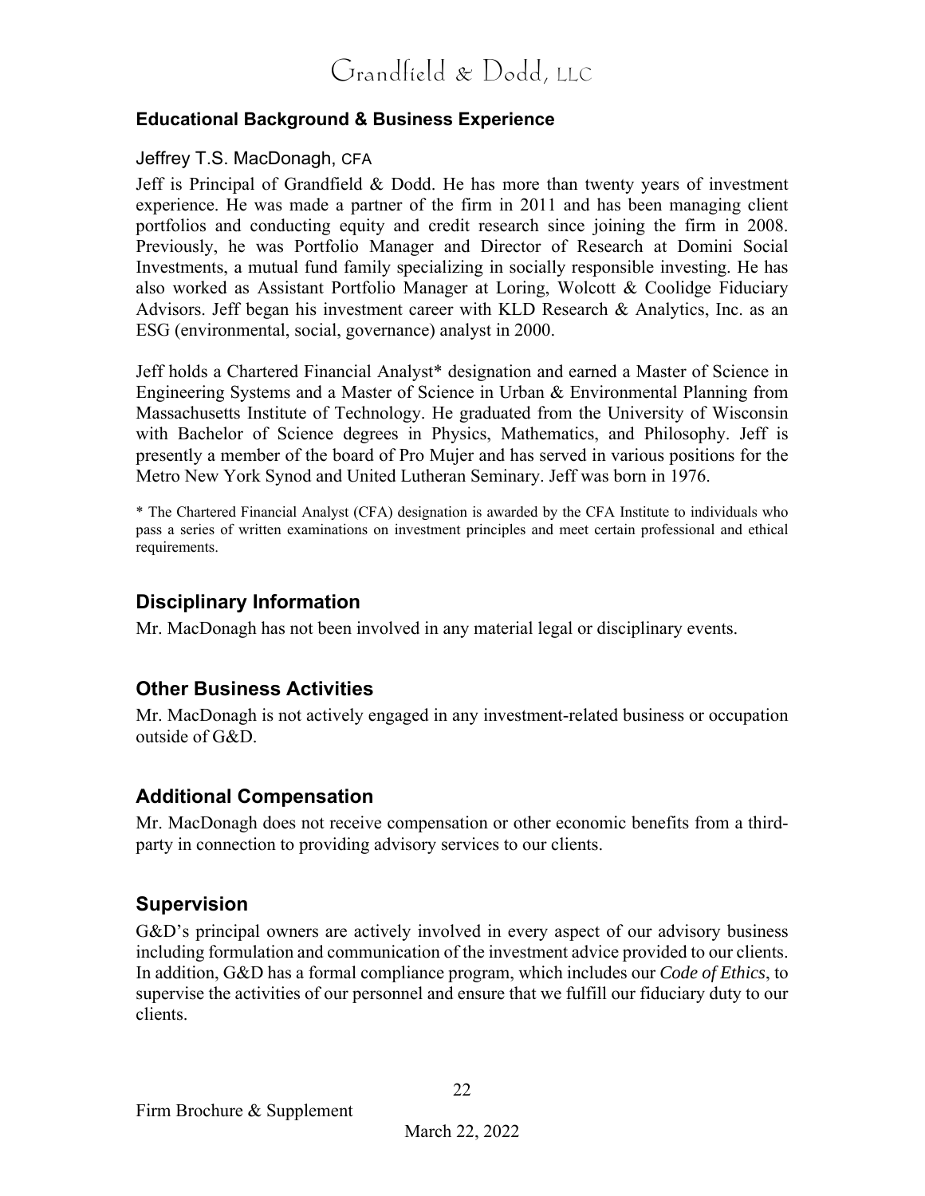### Educational Background & Business Experience

Jeffrey T.S. MacDonagh, CFA

Jeff is Principal of Grandfield & Dodd. He has more than twenty years of investment experience. He was made a partner of the firm in 2011 and has been managing client portfolios and conducting equity and credit research since joining the firm in 2008. Previously, he was Portfolio Manager and Director of Research at Domini Social Investments, a mutual fund family specializing in socially responsible investing. He has also worked as Assistant Portfolio Manager at Loring, Wolcott & Coolidge Fiduciary Advisors. Jeff began his investment career with KLD Research & Analytics, Inc. as an ESG (environmental, social, governance) analyst in 2000.

Jeff holds a Chartered Financial Analyst* designation and earned a Master of Science in Engineering Systems and a Master of Science in Urban & Environmental Planning from Massachusetts Institute of Technology. He graduated from the University of Wisconsin with Bachelor of Science degrees in Physics, Mathematics, and Philosophy. Jeff is presently a member of the board of Pro Mujer and has served in various positions for the Metro New York Synod and United Lutheran Seminary. Jeff was born in 1976.

* The Chartered Financial Analyst (CFA) designation is awarded by the CFA Institute to individuals who pass a series of written examinations on investment principles and meet certain professional and ethical requirements.

## Disciplinary Information

Mr. MacDonagh has not been involved in any material legal or disciplinary events.

## Other Business Activities

Mr. MacDonagh is not actively engaged in any investment-related business or occupation outside of G&D.

## Additional Compensation

Mr. MacDonagh does not receive compensation or other economic benefits from a third-party in connection to providing advisory services to our clients.

## Supervision

G&D's principal owners are actively involved in every aspect of our advisory business including formulation and communication of the investment advice provided to our clients. In addition, G&D has a formal compliance program, which includes our *Code of Ethics*, to supervise the activities of our personnel and ensure that we fulfill our fiduciary duty to our clients.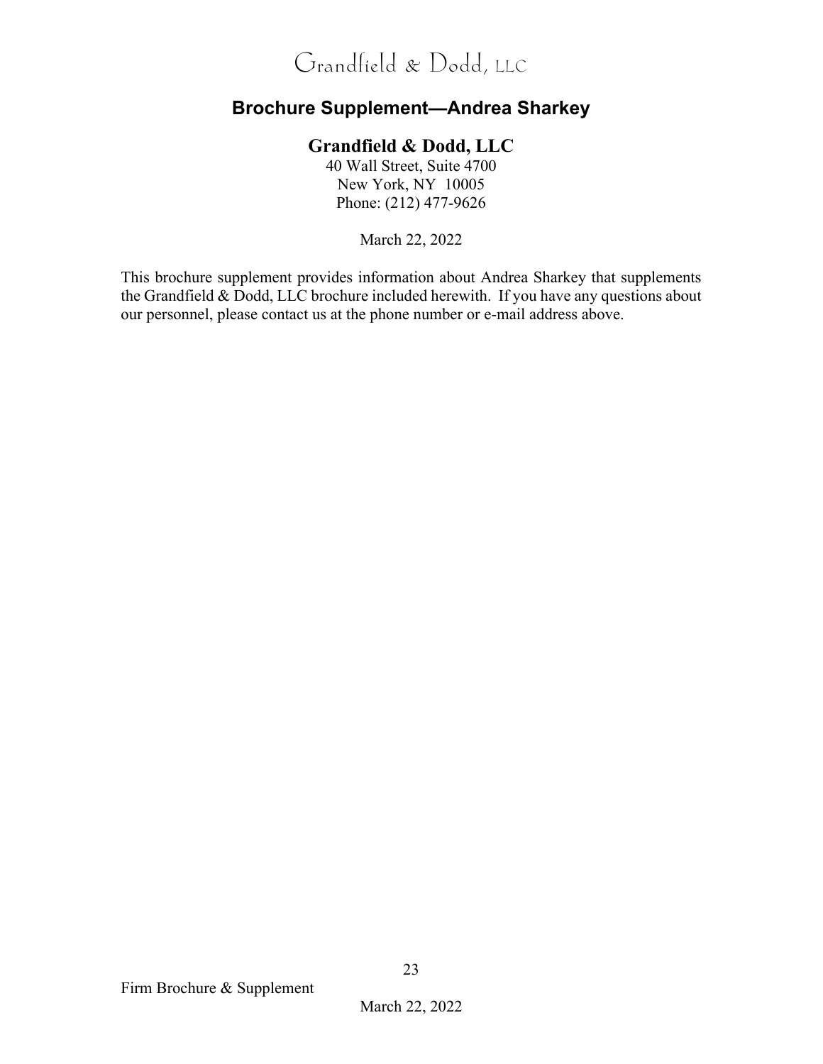Grandfield & Dodd, LLC

## Brochure Supplement—Andrea Sharkey

**Grandfield & Dodd, LLC**

40 Wall Street, Suite 4700
New York, NY 10005
Phone: (212) 477-9626

March 22, 2022

This brochure supplement provides information about Andrea Sharkey that supplements the Grandfield & Dodd, LLC brochure included herewith. If you have any questions about our personnel, please contact us at the phone number or e-mail address above.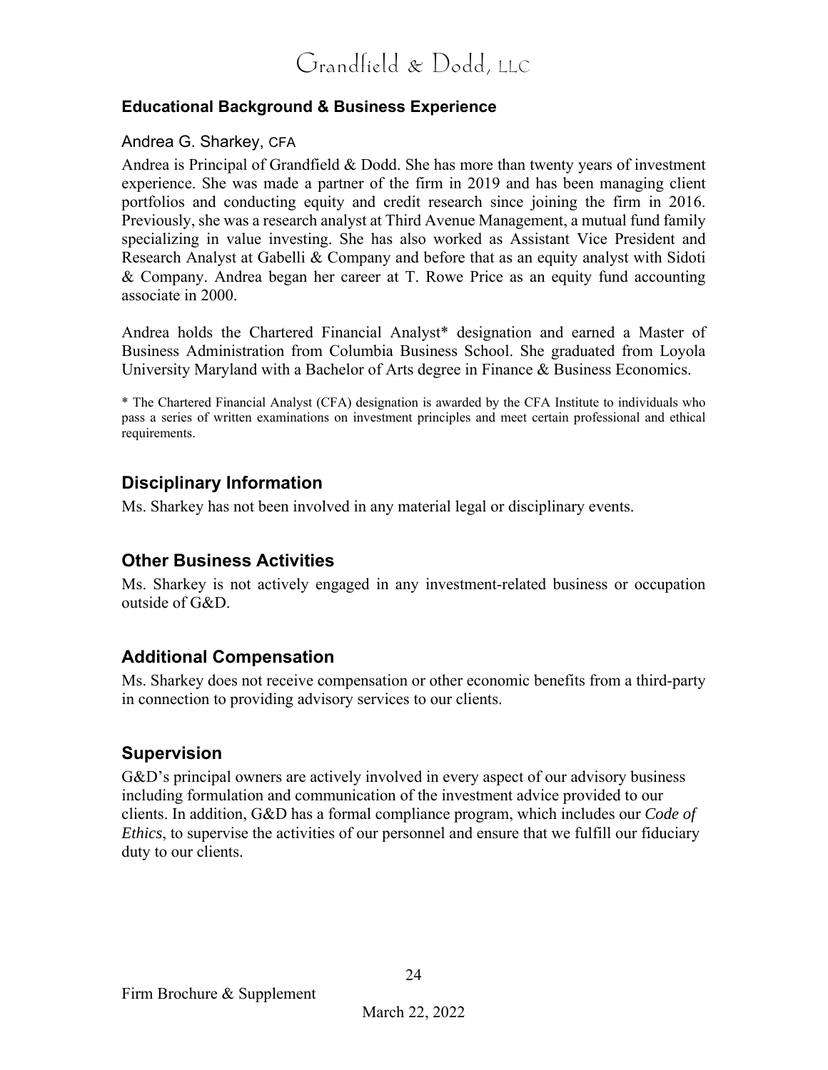## Educational Background & Business Experience

### Andrea G. Sharkey, CFA

Andrea is Principal of Grandfield & Dodd. She has more than twenty years of investment experience. She was made a partner of the firm in 2019 and has been managing client portfolios and conducting equity and credit research since joining the firm in 2016. Previously, she was a research analyst at Third Avenue Management, a mutual fund family specializing in value investing. She has also worked as Assistant Vice President and Research Analyst at Gabelli & Company and before that as an equity analyst with Sidoti & Company. Andrea began her career at T. Rowe Price as an equity fund accounting associate in 2000.

Andrea holds the Chartered Financial Analyst* designation and earned a Master of Business Administration from Columbia Business School. She graduated from Loyola University Maryland with a Bachelor of Arts degree in Finance & Business Economics.

* The Chartered Financial Analyst (CFA) designation is awarded by the CFA Institute to individuals who pass a series of written examinations on investment principles and meet certain professional and ethical requirements.

## Disciplinary Information

Ms. Sharkey has not been involved in any material legal or disciplinary events.

## Other Business Activities

Ms. Sharkey is not actively engaged in any investment-related business or occupation outside of G&D.

## Additional Compensation

Ms. Sharkey does not receive compensation or other economic benefits from a third-party in connection to providing advisory services to our clients.

## Supervision

G&D's principal owners are actively involved in every aspect of our advisory business including formulation and communication of the investment advice provided to our clients. In addition, G&D has a formal compliance program, which includes our *Code of Ethics*, to supervise the activities of our personnel and ensure that we fulfill our fiduciary duty to our clients.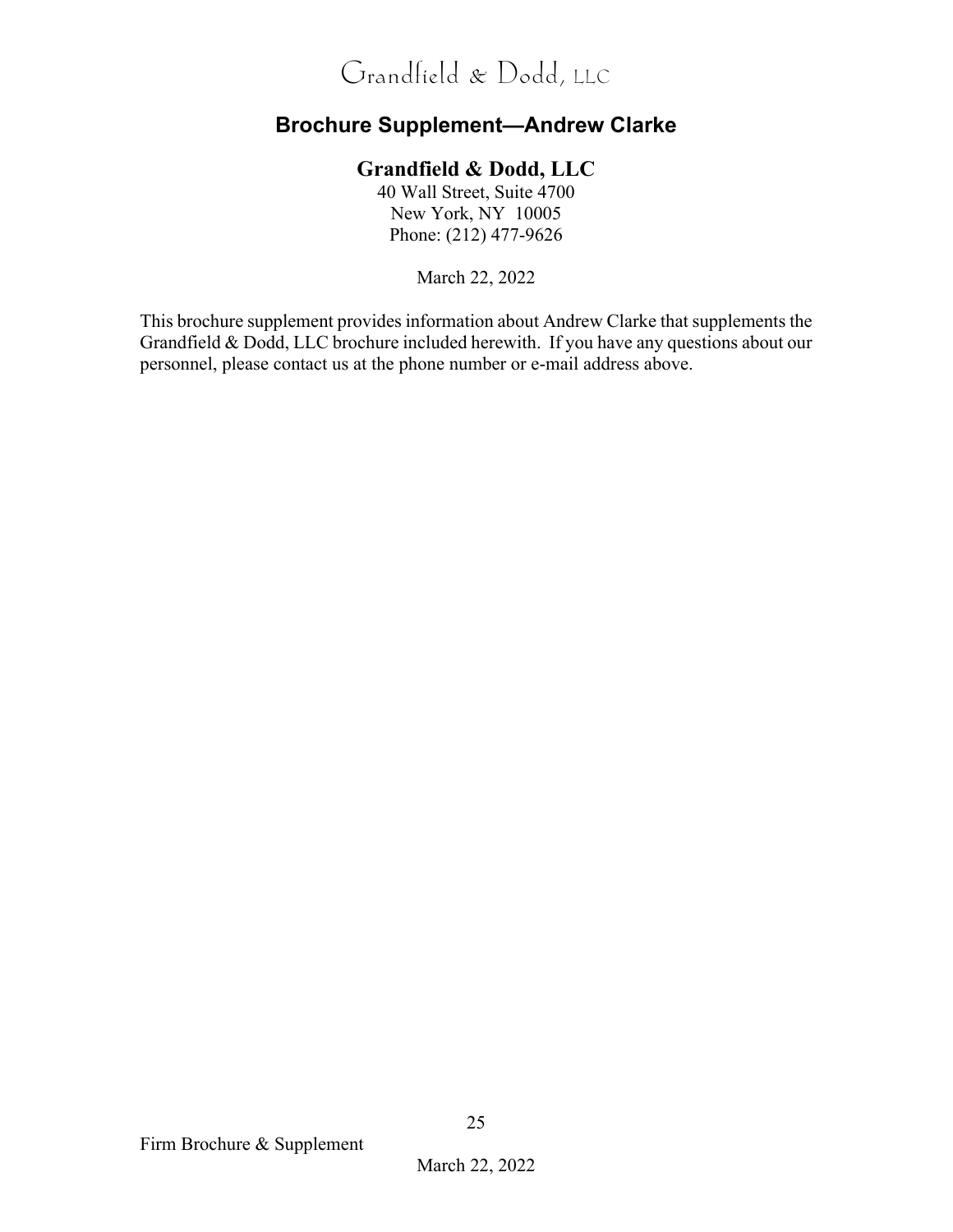# Brochure Supplement—Andrew Clarke

## Grandfield & Dodd, LLC

40 Wall Street, Suite 4700
New York, NY 10005
Phone: (212) 477-9626

March 22, 2022

This brochure supplement provides information about Andrew Clarke that supplements the Grandfield & Dodd, LLC brochure included herewith. If you have any questions about our personnel, please contact us at the phone number or e-mail address above.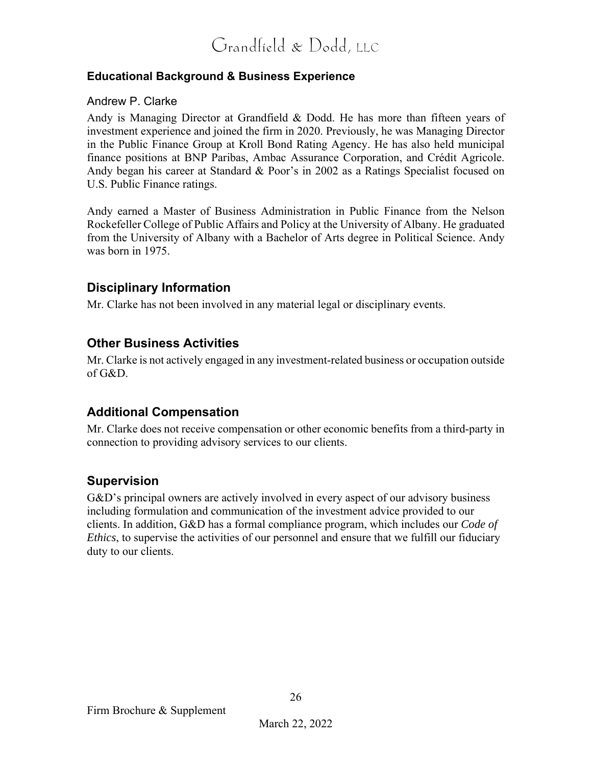### Educational Background & Business Experience

Andrew P. Clarke

Andy is Managing Director at Grandfield & Dodd. He has more than fifteen years of investment experience and joined the firm in 2020. Previously, he was Managing Director in the Public Finance Group at Kroll Bond Rating Agency. He has also held municipal finance positions at BNP Paribas, Ambac Assurance Corporation, and Crédit Agricole. Andy began his career at Standard & Poor's in 2002 as a Ratings Specialist focused on U.S. Public Finance ratings.

Andy earned a Master of Business Administration in Public Finance from the Nelson Rockefeller College of Public Affairs and Policy at the University of Albany. He graduated from the University of Albany with a Bachelor of Arts degree in Political Science. Andy was born in 1975.

## Disciplinary Information

Mr. Clarke has not been involved in any material legal or disciplinary events.

## Other Business Activities

Mr. Clarke is not actively engaged in any investment-related business or occupation outside of G&D.

## Additional Compensation

Mr. Clarke does not receive compensation or other economic benefits from a third-party in connection to providing advisory services to our clients.

## Supervision

G&D's principal owners are actively involved in every aspect of our advisory business including formulation and communication of the investment advice provided to our clients. In addition, G&D has a formal compliance program, which includes our *Code of Ethics*, to supervise the activities of our personnel and ensure that we fulfill our fiduciary duty to our clients.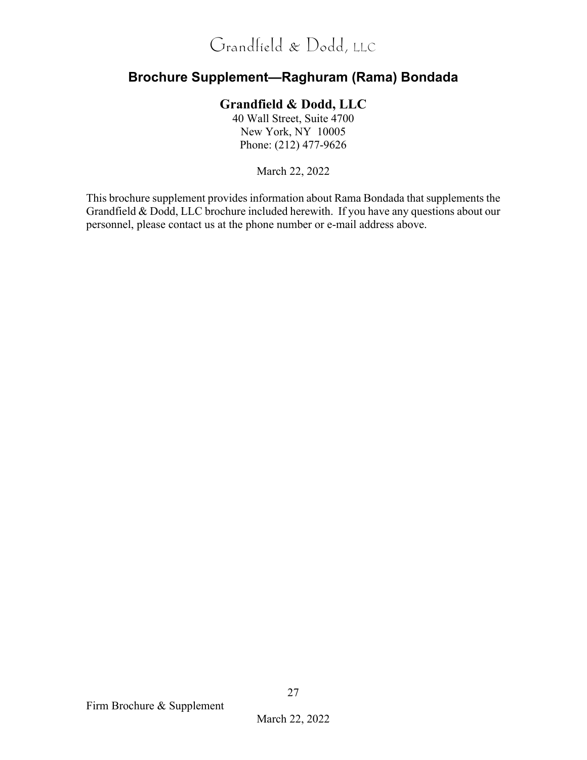# Brochure Supplement—Raghuram (Rama) Bondada

## Grandfield & Dodd, LLC

40 Wall Street, Suite 4700
New York, NY 10005
Phone: (212) 477-9626

March 22, 2022

This brochure supplement provides information about Rama Bondada that supplements the Grandfield & Dodd, LLC brochure included herewith. If you have any questions about our personnel, please contact us at the phone number or e-mail address above.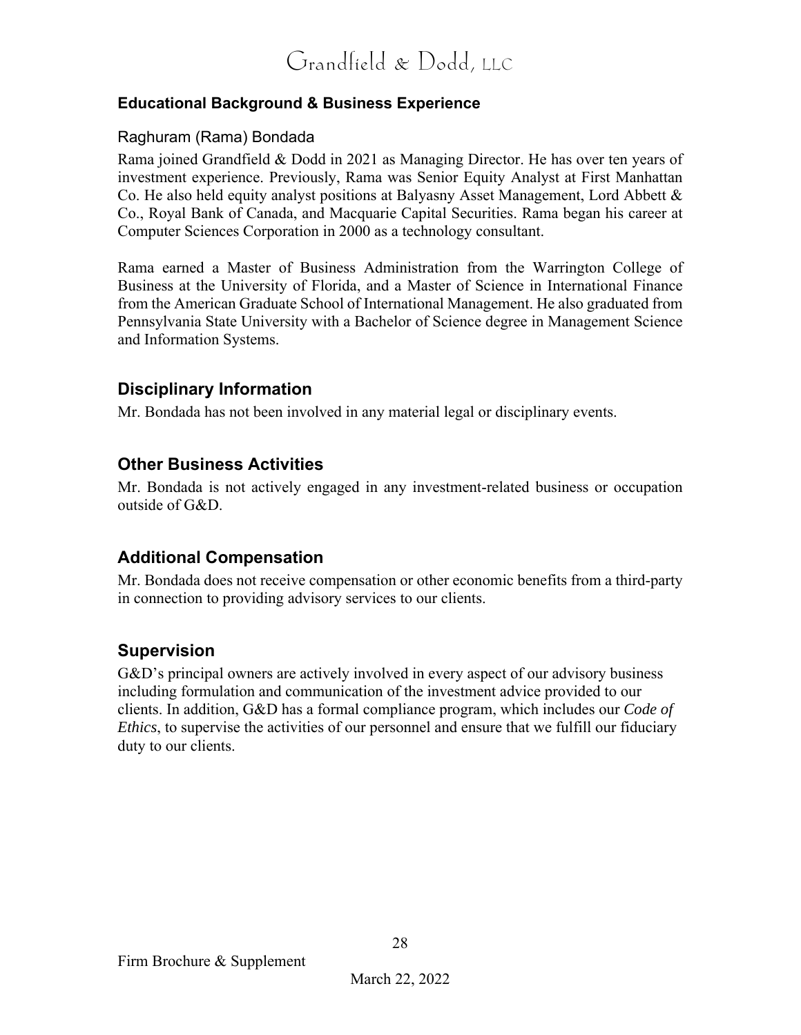## Educational Background & Business Experience

### Raghuram (Rama) Bondada

Rama joined Grandfield & Dodd in 2021 as Managing Director. He has over ten years of investment experience. Previously, Rama was Senior Equity Analyst at First Manhattan Co. He also held equity analyst positions at Balyasny Asset Management, Lord Abbett & Co., Royal Bank of Canada, and Macquarie Capital Securities. Rama began his career at Computer Sciences Corporation in 2000 as a technology consultant.

Rama earned a Master of Business Administration from the Warrington College of Business at the University of Florida, and a Master of Science in International Finance from the American Graduate School of International Management. He also graduated from Pennsylvania State University with a Bachelor of Science degree in Management Science and Information Systems.

## Disciplinary Information

Mr. Bondada has not been involved in any material legal or disciplinary events.

## Other Business Activities

Mr. Bondada is not actively engaged in any investment-related business or occupation outside of G&D.

## Additional Compensation

Mr. Bondada does not receive compensation or other economic benefits from a third-party in connection to providing advisory services to our clients.

## Supervision

G&D's principal owners are actively involved in every aspect of our advisory business including formulation and communication of the investment advice provided to our clients. In addition, G&D has a formal compliance program, which includes our *Code of Ethics*, to supervise the activities of our personnel and ensure that we fulfill our fiduciary duty to our clients.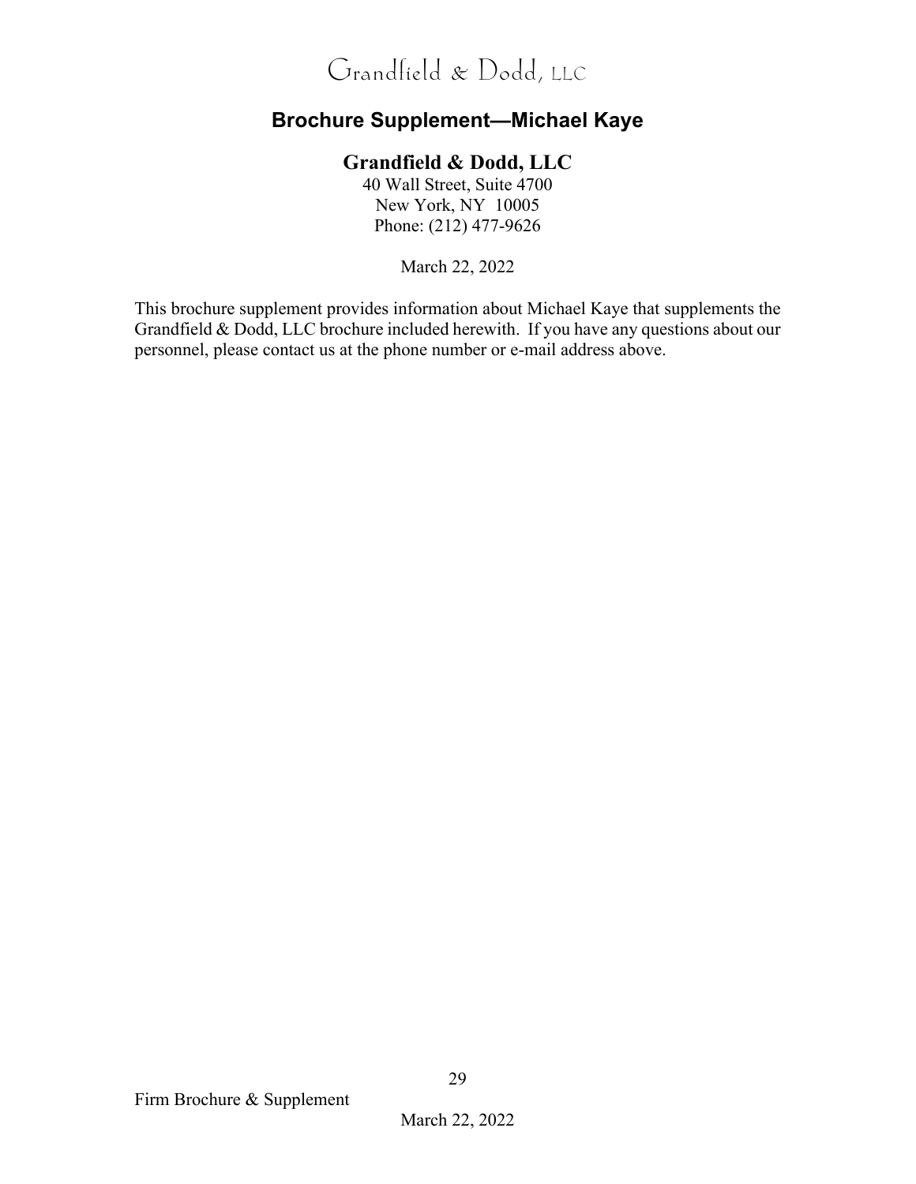# Brochure Supplement—Michael Kaye

**Grandfield & Dodd, LLC**
40 Wall Street, Suite 4700
New York, NY 10005
Phone: (212) 477-9626

March 22, 2022

This brochure supplement provides information about Michael Kaye that supplements the Grandfield & Dodd, LLC brochure included herewith. If you have any questions about our personnel, please contact us at the phone number or e-mail address above.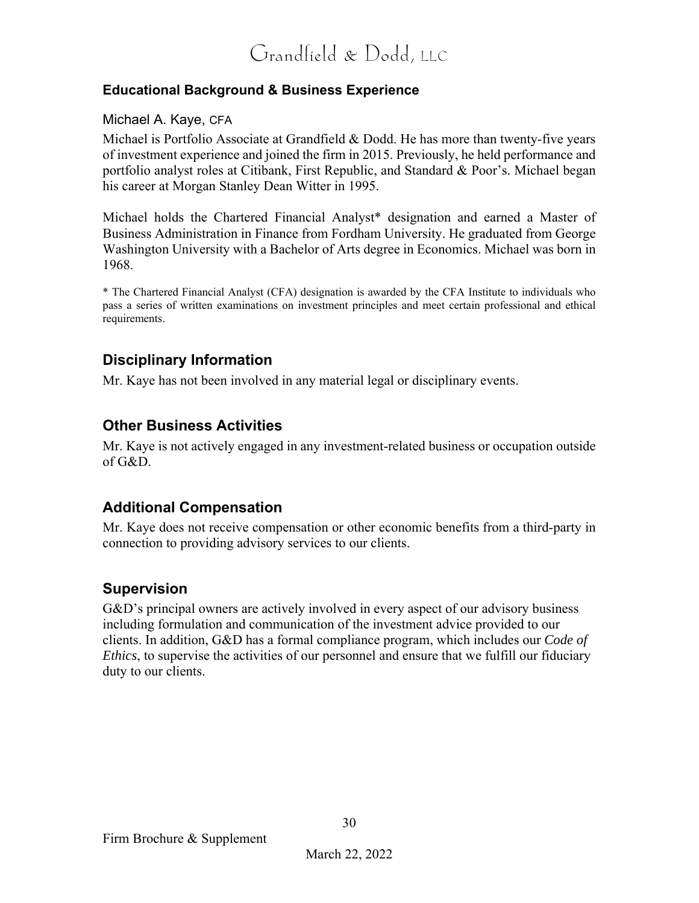## Educational Background & Business Experience

### Michael A. Kaye, CFA

Michael is Portfolio Associate at Grandfield & Dodd. He has more than twenty-five years of investment experience and joined the firm in 2015. Previously, he held performance and portfolio analyst roles at Citibank, First Republic, and Standard & Poor's. Michael began his career at Morgan Stanley Dean Witter in 1995.

Michael holds the Chartered Financial Analyst* designation and earned a Master of Business Administration in Finance from Fordham University. He graduated from George Washington University with a Bachelor of Arts degree in Economics. Michael was born in 1968.

* The Chartered Financial Analyst (CFA) designation is awarded by the CFA Institute to individuals who pass a series of written examinations on investment principles and meet certain professional and ethical requirements.

## Disciplinary Information

Mr. Kaye has not been involved in any material legal or disciplinary events.

## Other Business Activities

Mr. Kaye is not actively engaged in any investment-related business or occupation outside of G&D.

## Additional Compensation

Mr. Kaye does not receive compensation or other economic benefits from a third-party in connection to providing advisory services to our clients.

## Supervision

G&D's principal owners are actively involved in every aspect of our advisory business including formulation and communication of the investment advice provided to our clients. In addition, G&D has a formal compliance program, which includes our *Code of Ethics*, to supervise the activities of our personnel and ensure that we fulfill our fiduciary duty to our clients.